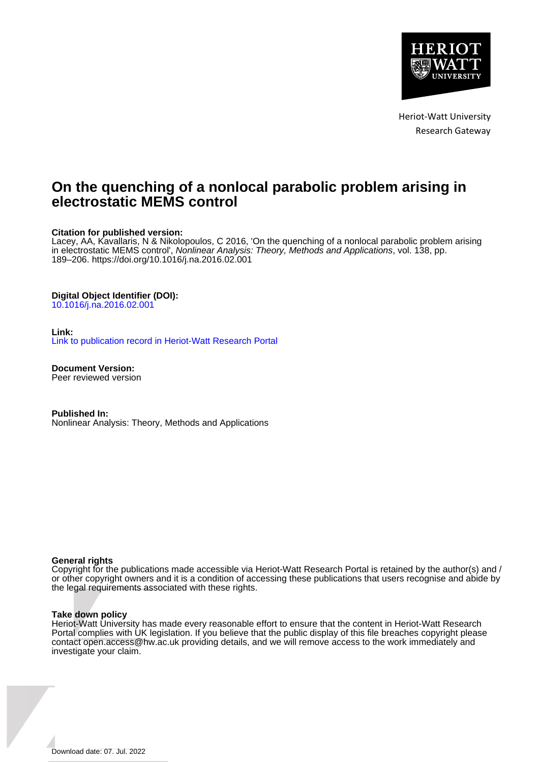Heriot-Watt University
Research Gateway

# On the quenching of a nonlocal parabolic problem arising in electrostatic MEMS control

**Citation for published version:**
Lacey, AA, Kavallaris, N & Nikolopoulos, C 2016, 'On the quenching of a nonlocal parabolic problem arising in electrostatic MEMS control', *Nonlinear Analysis: Theory, Methods and Applications*, vol. 138, pp. 189–206. https://doi.org/10.1016/j.na.2016.02.001

**Digital Object Identifier (DOI):**
10.1016/j.na.2016.02.001

**Link:**
Link to publication record in Heriot-Watt Research Portal

**Document Version:**
Peer reviewed version

**Published In:**
Nonlinear Analysis: Theory, Methods and Applications

**General rights**
Copyright for the publications made accessible via Heriot-Watt Research Portal is retained by the author(s) and / or other copyright owners and it is a condition of accessing these publications that users recognise and abide by the legal requirements associated with these rights.

**Take down policy**
Heriot-Watt University has made every reasonable effort to ensure that the content in Heriot-Watt Research Portal complies with UK legislation. If you believe that the public display of this file breaches copyright please contact open.access@hw.ac.uk providing details, and we will remove access to the work immediately and investigate your claim.

Download date: 07. Jul. 2022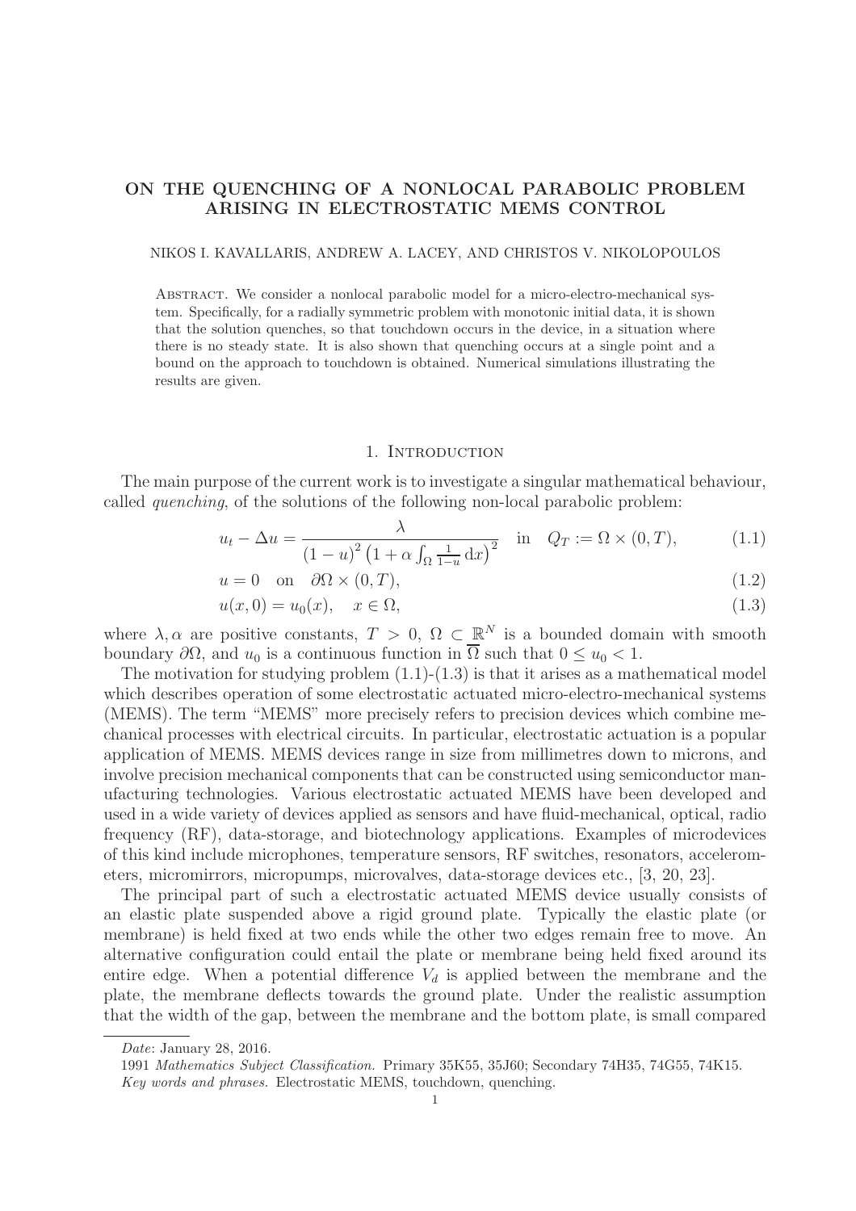# ON THE QUENCHING OF A NONLOCAL PARABOLIC PROBLEM ARISING IN ELECTROSTATIC MEMS CONTROL

NIKOS I. KAVALLARIS, ANDREW A. LACEY, AND CHRISTOS V. NIKOLOPOULOS

ABSTRACT. We consider a nonlocal parabolic model for a micro-electro-mechanical system. Specifically, for a radially symmetric problem with monotonic initial data, it is shown that the solution quenches, so that touchdown occurs in the device, in a situation where there is no steady state. It is also shown that quenching occurs at a single point and a bound on the approach to touchdown is obtained. Numerical simulations illustrating the results are given.

## 1. Introduction

The main purpose of the current work is to investigate a singular mathematical behaviour, called *quenching*, of the solutions of the following non-local parabolic problem:

$$u_t - \Delta u = \frac{\lambda}{(1-u)^2 \left(1 + \alpha \int_\Omega \frac{1}{1-u}\, \mathrm{d}x\right)^2} \quad \text{in} \quad Q_T := \Omega \times (0,T), \tag{1.1}$$

$$u = 0 \quad \text{on} \quad \partial\Omega \times (0,T), \tag{1.2}$$

$$u(x,0) = u_0(x), \quad x \in \Omega, \tag{1.3}$$

where $\lambda, \alpha$ are positive constants, $T > 0$, $\Omega \subset \mathbb{R}^N$ is a bounded domain with smooth boundary $\partial\Omega$, and $u_0$ is a continuous function in $\overline{\Omega}$ such that $0 \le u_0 < 1$.

The motivation for studying problem (1.1)-(1.3) is that it arises as a mathematical model which describes operation of some electrostatic actuated micro-electro-mechanical systems (MEMS). The term "MEMS" more precisely refers to precision devices which combine mechanical processes with electrical circuits. In particular, electrostatic actuation is a popular application of MEMS. MEMS devices range in size from millimetres down to microns, and involve precision mechanical components that can be constructed using semiconductor manufacturing technologies. Various electrostatic actuated MEMS have been developed and used in a wide variety of devices applied as sensors and have fluid-mechanical, optical, radio frequency (RF), data-storage, and biotechnology applications. Examples of microdevices of this kind include microphones, temperature sensors, RF switches, resonators, accelerometers, micromirrors, micropumps, microvalves, data-storage devices etc., [3, 20, 23].

The principal part of such a electrostatic actuated MEMS device usually consists of an elastic plate suspended above a rigid ground plate. Typically the elastic plate (or membrane) is held fixed at two ends while the other two edges remain free to move. An alternative configuration could entail the plate or membrane being held fixed around its entire edge. When a potential difference $V_d$ is applied between the membrane and the plate, the membrane deflects towards the ground plate. Under the realistic assumption that the width of the gap, between the membrane and the bottom plate, is small compared

*Date*: January 28, 2016.

1991 *Mathematics Subject Classification.* Primary 35K55, 35J60; Secondary 74H35, 74G55, 74K15.

*Key words and phrases.* Electrostatic MEMS, touchdown, quenching.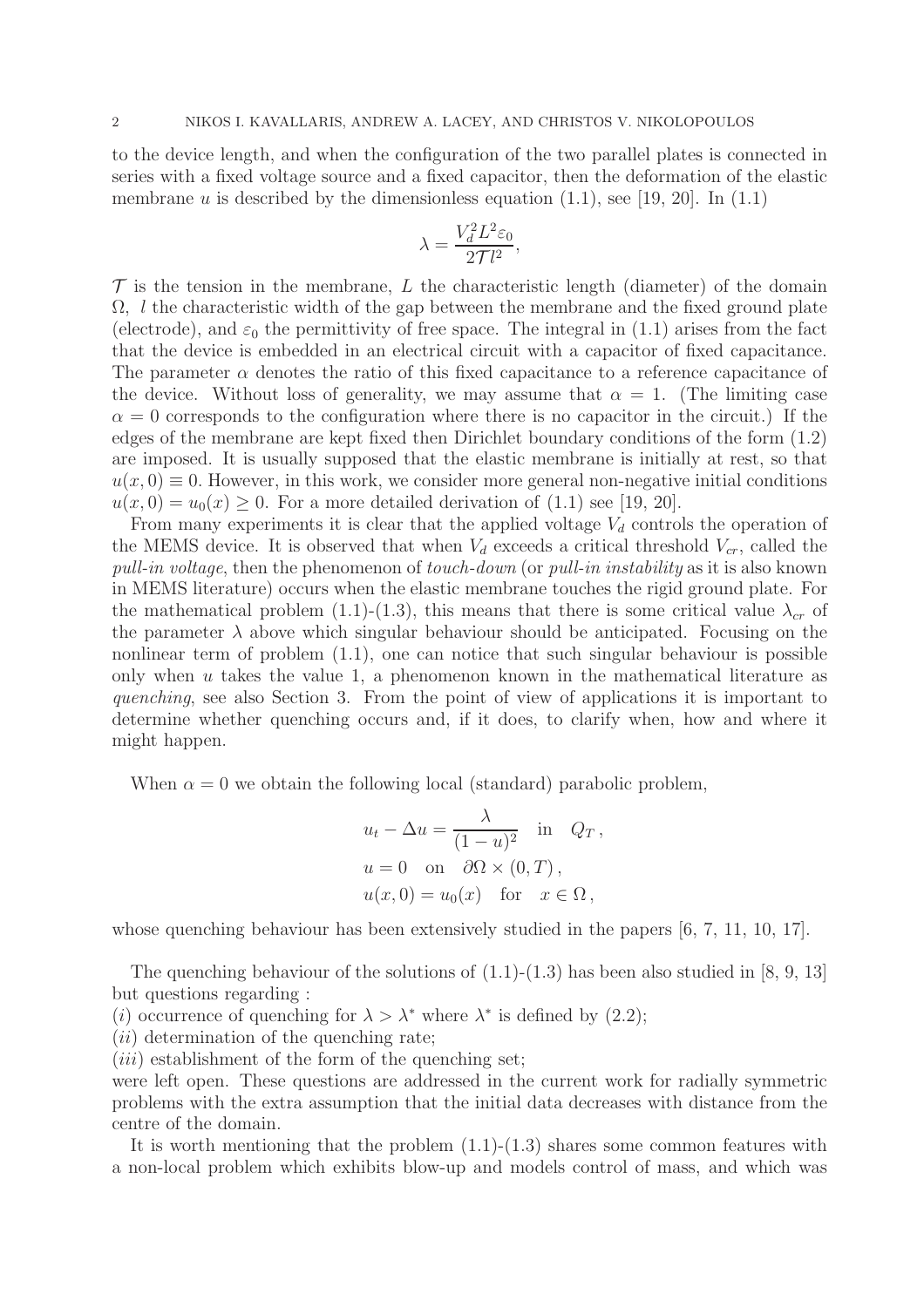to the device length, and when the configuration of the two parallel plates is connected in series with a fixed voltage source and a fixed capacitor, then the deformation of the elastic membrane $u$ is described by the dimensionless equation (1.1), see [19, 20]. In (1.1)

$$\lambda = \frac{V_d^2 L^2 \varepsilon_0}{2\mathcal{T} l^2},$$

$\mathcal{T}$ is the tension in the membrane, $L$ the characteristic length (diameter) of the domain $\Omega$, $l$ the characteristic width of the gap between the membrane and the fixed ground plate (electrode), and $\varepsilon_0$ the permittivity of free space. The integral in (1.1) arises from the fact that the device is embedded in an electrical circuit with a capacitor of fixed capacitance. The parameter $\alpha$ denotes the ratio of this fixed capacitance to a reference capacitance of the device. Without loss of generality, we may assume that $\alpha = 1$. (The limiting case $\alpha = 0$ corresponds to the configuration where there is no capacitor in the circuit.) If the edges of the membrane are kept fixed then Dirichlet boundary conditions of the form (1.2) are imposed. It is usually supposed that the elastic membrane is initially at rest, so that $u(x, 0) \equiv 0$. However, in this work, we consider more general non-negative initial conditions $u(x, 0) = u_0(x) \geq 0$. For a more detailed derivation of (1.1) see [19, 20].

From many experiments it is clear that the applied voltage $V_d$ controls the operation of the MEMS device. It is observed that when $V_d$ exceeds a critical threshold $V_{cr}$, called the *pull-in voltage*, then the phenomenon of *touch-down* (or *pull-in instability* as it is also known in MEMS literature) occurs when the elastic membrane touches the rigid ground plate. For the mathematical problem (1.1)-(1.3), this means that there is some critical value $\lambda_{cr}$ of the parameter $\lambda$ above which singular behaviour should be anticipated. Focusing on the nonlinear term of problem (1.1), one can notice that such singular behaviour is possible only when $u$ takes the value 1, a phenomenon known in the mathematical literature as *quenching*, see also Section 3. From the point of view of applications it is important to determine whether quenching occurs and, if it does, to clarify when, how and where it might happen.

When $\alpha = 0$ we obtain the following local (standard) parabolic problem,

$$u_t - \Delta u = \frac{\lambda}{(1-u)^2} \quad \text{in} \quad Q_T\,,$$
$$u = 0 \quad \text{on} \quad \partial\Omega \times (0, T)\,,$$
$$u(x, 0) = u_0(x) \quad \text{for} \quad x \in \Omega\,,$$

whose quenching behaviour has been extensively studied in the papers [6, 7, 11, 10, 17].

The quenching behaviour of the solutions of (1.1)-(1.3) has been also studied in [8, 9, 13] but questions regarding :

($i$) occurrence of quenching for $\lambda > \lambda^*$ where $\lambda^*$ is defined by (2.2);

($ii$) determination of the quenching rate;

($iii$) establishment of the form of the quenching set;

were left open. These questions are addressed in the current work for radially symmetric problems with the extra assumption that the initial data decreases with distance from the centre of the domain.

It is worth mentioning that the problem (1.1)-(1.3) shares some common features with a non-local problem which exhibits blow-up and models control of mass, and which was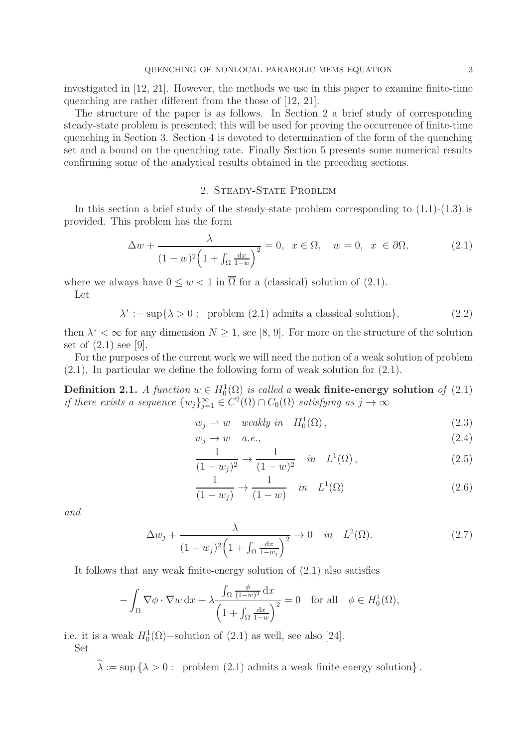investigated in [12, 21]. However, the methods we use in this paper to examine finite-time quenching are rather different from the those of [12, 21].

The structure of the paper is as follows. In Section 2 a brief study of corresponding steady-state problem is presented; this will be used for proving the occurrence of finite-time quenching in Section 3. Section 4 is devoted to determination of the form of the quenching set and a bound on the quenching rate. Finally Section 5 presents some numerical results confirming some of the analytical results obtained in the preceding sections.

## 2. Steady-State Problem

In this section a brief study of the steady-state problem corresponding to (1.1)-(1.3) is provided. This problem has the form

$$\Delta w + \frac{\lambda}{(1-w)^2\left(1+\int_\Omega \frac{\mathrm{d}x}{1-w}\right)^2} = 0, \quad x \in \Omega, \quad w = 0, \quad x \in \partial\Omega, \tag{2.1}$$

where we always have $0 \leq w < 1$ in $\overline{\Omega}$ for a (classical) solution of (2.1).

Let

$$\lambda^* := \sup\{\lambda > 0 : \text{ problem (2.1) admits a classical solution}\}, \tag{2.2}$$

then $\lambda^* < \infty$ for any dimension $N \geq 1$, see [8, 9]. For more on the structure of the solution set of (2.1) see [9].

For the purposes of the current work we will need the notion of a weak solution of problem (2.1). In particular we define the following form of weak solution for (2.1).

**Definition 2.1.** *A function $w \in H_0^1(\Omega)$ is called a* **weak finite-energy solution** *of* (2.1) *if there exists a sequence $\{w_j\}_{j=1}^\infty \in C^2(\Omega) \cap C_0(\Omega)$ satisfying as $j \to \infty$*

$$w_j \rightharpoonup w \quad \text{weakly in} \quad H_0^1(\Omega)\,, \tag{2.3}$$

$$w_j \to w \quad a.e., \tag{2.4}$$

$$\frac{1}{(1-w_j)^2} \to \frac{1}{(1-w)^2} \quad in \quad L^1(\Omega)\,, \tag{2.5}$$

$$\frac{1}{(1-w_j)} \to \frac{1}{(1-w)} \quad in \quad L^1(\Omega) \tag{2.6}$$

*and*

$$\Delta w_j + \frac{\lambda}{(1-w_j)^2\left(1+\int_\Omega \frac{\mathrm{d}x}{1-w_j}\right)^2} \to 0 \quad in \quad L^2(\Omega). \tag{2.7}$$

It follows that any weak finite-energy solution of (2.1) also satisfies

$$-\int_\Omega \nabla\phi \cdot \nabla w \,\mathrm{d}x + \lambda \frac{\int_\Omega \frac{\phi}{(1-w)^2}\,\mathrm{d}x}{\left(1+\int_\Omega \frac{\mathrm{d}x}{1-w}\right)^2} = 0 \quad \text{for all} \quad \phi \in H_0^1(\Omega),$$

i.e. it is a weak $H_0^1(\Omega)-$solution of (2.1) as well, see also [24].

Set

$$\widehat{\lambda} := \sup\{\lambda > 0 : \text{ problem (2.1) admits a weak finite-energy solution}\}.$$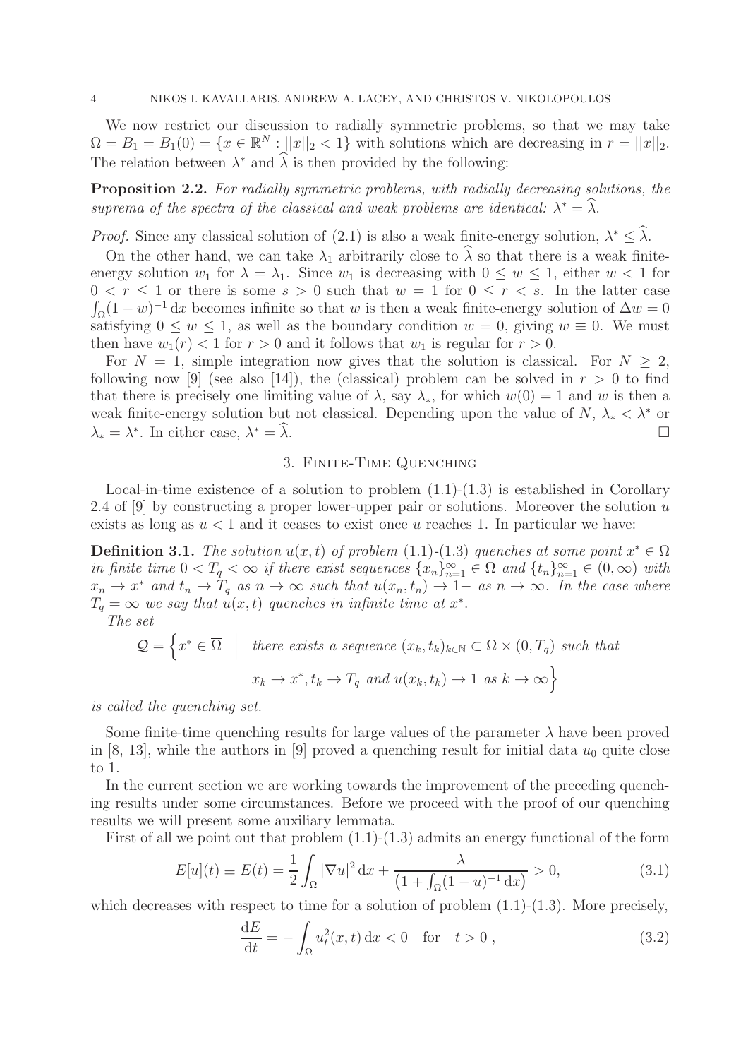We now restrict our discussion to radially symmetric problems, so that we may take $\Omega = B_1 = B_1(0) = \{x \in \mathbb{R}^N : ||x||_2 < 1\}$ with solutions which are decreasing in $r = ||x||_2$. The relation between $\lambda^*$ and $\widehat{\lambda}$ is then provided by the following:

**Proposition 2.2.** *For radially symmetric problems, with radially decreasing solutions, the suprema of the spectra of the classical and weak problems are identical: $\lambda^* = \widehat{\lambda}$.*

*Proof.* Since any classical solution of (2.1) is also a weak finite-energy solution, $\lambda^* \leq \widehat{\lambda}$.

On the other hand, we can take $\lambda_1$ arbitrarily close to $\widehat{\lambda}$ so that there is a weak finite-energy solution $w_1$ for $\lambda = \lambda_1$. Since $w_1$ is decreasing with $0 \leq w \leq 1$, either $w < 1$ for $0 < r \leq 1$ or there is some $s > 0$ such that $w = 1$ for $0 \leq r < s$. In the latter case $\int_\Omega (1-w)^{-1}\,\mathrm{d}x$ becomes infinite so that $w$ is then a weak finite-energy solution of $\Delta w = 0$ satisfying $0 \leq w \leq 1$, as well as the boundary condition $w = 0$, giving $w \equiv 0$. We must then have $w_1(r) < 1$ for $r > 0$ and it follows that $w_1$ is regular for $r > 0$.

For $N = 1$, simple integration now gives that the solution is classical. For $N \geq 2$, following now [9] (see also [14]), the (classical) problem can be solved in $r > 0$ to find that there is precisely one limiting value of $\lambda$, say $\lambda_*$, for which $w(0) = 1$ and $w$ is then a weak finite-energy solution but not classical. Depending upon the value of $N$, $\lambda_* < \lambda^*$ or $\lambda_* = \lambda^*$. In either case, $\lambda^* = \widehat{\lambda}$. $\square$

## 3. Finite-Time Quenching

Local-in-time existence of a solution to problem (1.1)-(1.3) is established in Corollary 2.4 of [9] by constructing a proper lower-upper pair or solutions. Moreover the solution $u$ exists as long as $u < 1$ and it ceases to exist once $u$ reaches 1. In particular we have:

**Definition 3.1.** *The solution $u(x,t)$ of problem (1.1)-(1.3) quenches at some point $x^* \in \Omega$ in finite time $0 < T_q < \infty$ if there exist sequences $\{x_n\}_{n=1}^\infty \in \Omega$ and $\{t_n\}_{n=1}^\infty \in (0,\infty)$ with $x_n \to x^*$ and $t_n \to T_q$ as $n \to \infty$ such that $u(x_n, t_n) \to 1-$ as $n \to \infty$. In the case where $T_q = \infty$ we say that $u(x,t)$ quenches in infinite time at $x^*$.*

*The set*

$$\mathcal{Q} = \Big\{ x^* \in \overline{\Omega} \;\Big|\; \text{there exists a sequence } (x_k, t_k)_{k\in\mathbb{N}} \subset \Omega \times (0, T_q) \text{ such that } x_k \to x^*, t_k \to T_q \text{ and } u(x_k, t_k) \to 1 \text{ as } k \to \infty \Big\}$$

*is called the quenching set.*

Some finite-time quenching results for large values of the parameter $\lambda$ have been proved in [8, 13], while the authors in [9] proved a quenching result for initial data $u_0$ quite close to 1.

In the current section we are working towards the improvement of the preceding quenching results under some circumstances. Before we proceed with the proof of our quenching results we will present some auxiliary lemmata.

First of all we point out that problem (1.1)-(1.3) admits an energy functional of the form

$$E[u](t) \equiv E(t) = \frac{1}{2}\int_\Omega |\nabla u|^2\,\mathrm{d}x + \frac{\lambda}{\left(1 + \int_\Omega (1-u)^{-1}\,\mathrm{d}x\right)} > 0, \tag{3.1}$$

which decreases with respect to time for a solution of problem (1.1)-(1.3). More precisely,

$$\frac{\mathrm{d}E}{\mathrm{d}t} = -\int_\Omega u_t^2(x,t)\,\mathrm{d}x < 0 \quad \text{for} \quad t > 0\,, \tag{3.2}$$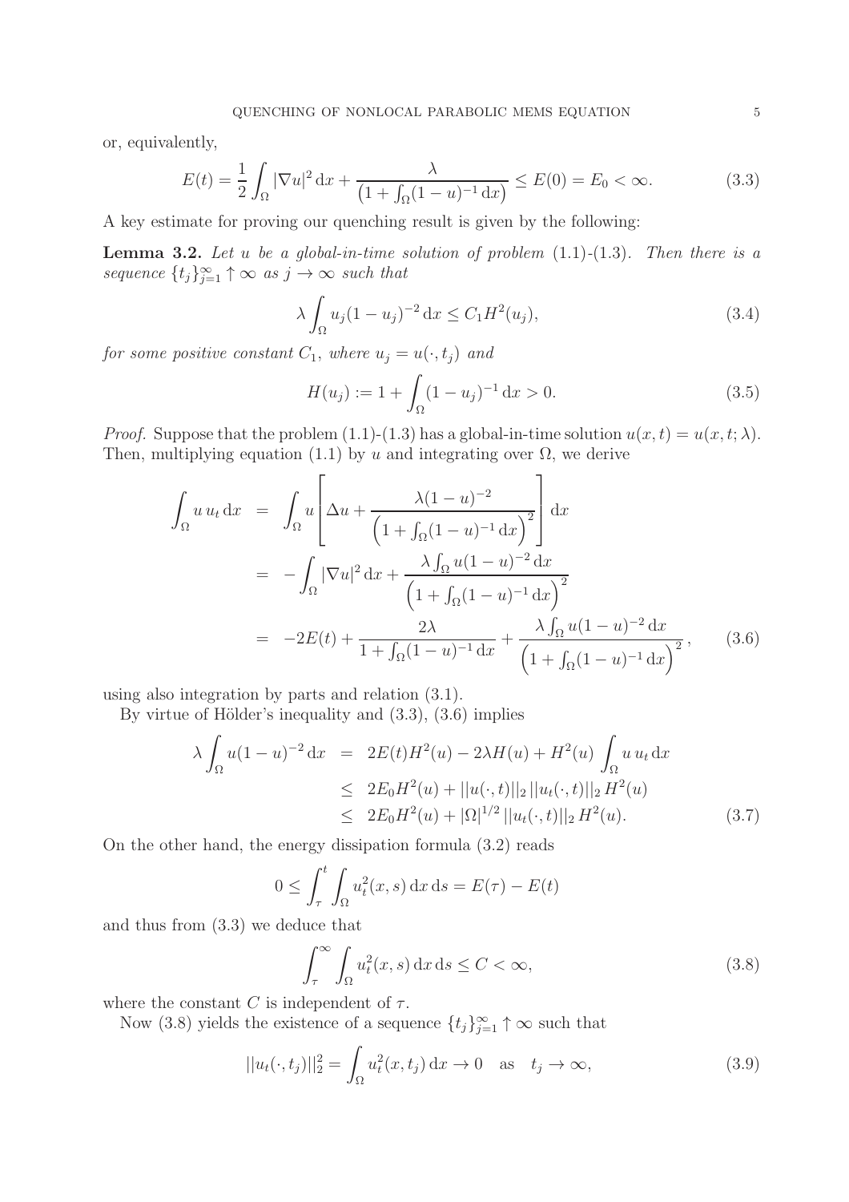or, equivalently,

$$E(t) = \frac{1}{2}\int_\Omega |\nabla u|^2 \,\mathrm{d}x + \frac{\lambda}{\left(1+\int_\Omega (1-u)^{-1}\,\mathrm{d}x\right)} \leq E(0) = E_0 < \infty. \tag{3.3}$$

A key estimate for proving our quenching result is given by the following:

**Lemma 3.2.** *Let $u$ be a global-in-time solution of problem* (1.1)-(1.3)*. Then there is a sequence $\{t_j\}_{j=1}^\infty \uparrow \infty$ as $j \to \infty$ such that*

$$\lambda \int_\Omega u_j(1-u_j)^{-2}\,\mathrm{d}x \leq C_1 H^2(u_j), \tag{3.4}$$

*for some positive constant $C_1$, where $u_j = u(\cdot, t_j)$ and*

$$H(u_j) := 1 + \int_\Omega (1-u_j)^{-1}\,\mathrm{d}x > 0. \tag{3.5}$$

*Proof.* Suppose that the problem (1.1)-(1.3) has a global-in-time solution $u(x,t) = u(x,t;\lambda)$. Then, multiplying equation (1.1) by $u$ and integrating over $\Omega$, we derive

$$\begin{aligned}
\int_\Omega u\, u_t \,\mathrm{d}x &= \int_\Omega u \left[\Delta u + \frac{\lambda(1-u)^{-2}}{\left(1+\int_\Omega (1-u)^{-1}\,\mathrm{d}x\right)^2}\right]\mathrm{d}x \\
&= -\int_\Omega |\nabla u|^2\,\mathrm{d}x + \frac{\lambda\int_\Omega u(1-u)^{-2}\,\mathrm{d}x}{\left(1+\int_\Omega (1-u)^{-1}\,\mathrm{d}x\right)^2} \\
&= -2E(t) + \frac{2\lambda}{1+\int_\Omega (1-u)^{-1}\,\mathrm{d}x} + \frac{\lambda\int_\Omega u(1-u)^{-2}\,\mathrm{d}x}{\left(1+\int_\Omega (1-u)^{-1}\,\mathrm{d}x\right)^2},
\end{aligned} \tag{3.6}$$

using also integration by parts and relation (3.1).

By virtue of Hölder's inequality and (3.3), (3.6) implies

$$\begin{aligned}
\lambda \int_\Omega u(1-u)^{-2}\,\mathrm{d}x &= 2E(t)H^2(u) - 2\lambda H(u) + H^2(u)\int_\Omega u\, u_t\,\mathrm{d}x \\
&\leq 2E_0 H^2(u) + ||u(\cdot,t)||_2\, ||u_t(\cdot,t)||_2\, H^2(u) \\
&\leq 2E_0 H^2(u) + |\Omega|^{1/2}\, ||u_t(\cdot,t)||_2\, H^2(u).
\end{aligned} \tag{3.7}$$

On the other hand, the energy dissipation formula (3.2) reads

$$0 \leq \int_\tau^t \int_\Omega u_t^2(x,s)\,\mathrm{d}x\,\mathrm{d}s = E(\tau) - E(t)$$

and thus from (3.3) we deduce that

$$\int_\tau^\infty \int_\Omega u_t^2(x,s)\,\mathrm{d}x\,\mathrm{d}s \leq C < \infty, \tag{3.8}$$

where the constant $C$ is independent of $\tau$.

Now (3.8) yields the existence of a sequence $\{t_j\}_{j=1}^\infty \uparrow \infty$ such that

$$||u_t(\cdot,t_j)||_2^2 = \int_\Omega u_t^2(x,t_j)\,\mathrm{d}x \to 0 \quad \text{as} \quad t_j \to \infty, \tag{3.9}$$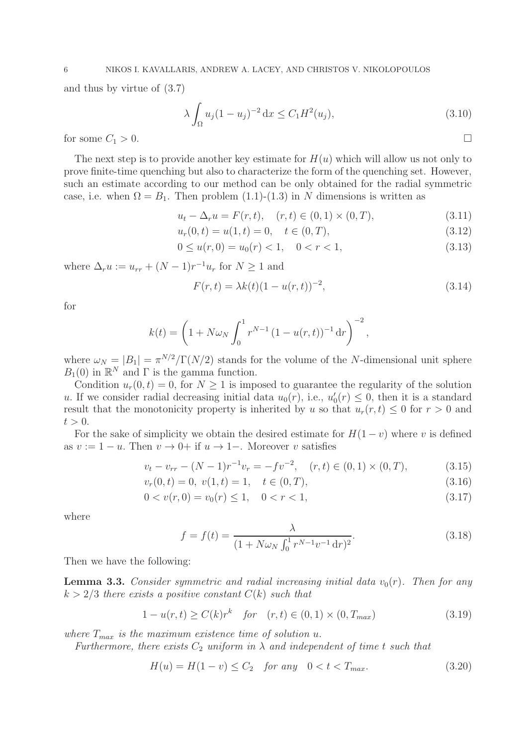and thus by virtue of (3.7)

$$\lambda \int_{\Omega} u_j (1-u_j)^{-2}\,\mathrm{d}x \le C_1 H^2(u_j), \tag{3.10}$$

for some $C_1 > 0$. $\square$

The next step is to provide another key estimate for $H(u)$ which will allow us not only to prove finite-time quenching but also to characterize the form of the quenching set. However, such an estimate according to our method can be only obtained for the radial symmetric case, i.e. when $\Omega = B_1$. Then problem (1.1)-(1.3) in $N$ dimensions is written as

$$u_t - \Delta_r u = F(r,t), \quad (r,t) \in (0,1)\times(0,T), \tag{3.11}$$

$$u_r(0,t) = u(1,t) = 0, \quad t \in (0,T), \tag{3.12}$$

$$0 \le u(r,0) = u_0(r) < 1, \quad 0 < r < 1, \tag{3.13}$$

where $\Delta_r u := u_{rr} + (N-1)r^{-1}u_r$ for $N \ge 1$ and

$$F(r,t) = \lambda k(t)(1-u(r,t))^{-2}, \tag{3.14}$$

for

$$k(t) = \left(1 + N\omega_N \int_0^1 r^{N-1}\left(1-u(r,t)\right)^{-1}\mathrm{d}r\right)^{-2},$$

where $\omega_N = |B_1| = \pi^{N/2}/\Gamma(N/2)$ stands for the volume of the $N$-dimensional unit sphere $B_1(0)$ in $\mathbb{R}^N$ and $\Gamma$ is the gamma function.

Condition $u_r(0,t) = 0$, for $N \ge 1$ is imposed to guarantee the regularity of the solution $u$. If we consider radial decreasing initial data $u_0(r)$, i.e., $u_0'(r) \le 0$, then it is a standard result that the monotonicity property is inherited by $u$ so that $u_r(r,t) \le 0$ for $r > 0$ and $t > 0$.

For the sake of simplicity we obtain the desired estimate for $H(1-v)$ where $v$ is defined as $v := 1-u$. Then $v \to 0+$ if $u \to 1-$. Moreover $v$ satisfies

$$v_t - v_{rr} - (N-1)r^{-1}v_r = -fv^{-2}, \quad (r,t) \in (0,1)\times(0,T), \tag{3.15}$$

$$v_r(0,t) = 0,\ v(1,t) = 1, \quad t \in (0,T), \tag{3.16}$$

$$0 < v(r,0) = v_0(r) \le 1, \quad 0 < r < 1, \tag{3.17}$$

where

$$f = f(t) = \frac{\lambda}{(1 + N\omega_N \int_0^1 r^{N-1}v^{-1}\,\mathrm{d}r)^2}. \tag{3.18}$$

Then we have the following:

**Lemma 3.3.** *Consider symmetric and radial increasing initial data $v_0(r)$. Then for any $k > 2/3$ there exists a positive constant $C(k)$ such that*

$$1 - u(r,t) \ge C(k)r^k \quad \textit{for} \quad (r,t) \in (0,1)\times(0,T_{max}) \tag{3.19}$$

*where $T_{max}$ is the maximum existence time of solution $u$.*

*Furthermore, there exists $C_2$ uniform in $\lambda$ and independent of time $t$ such that*

$$H(u) = H(1-v) \le C_2 \quad \textit{for any} \quad 0 < t < T_{max}. \tag{3.20}$$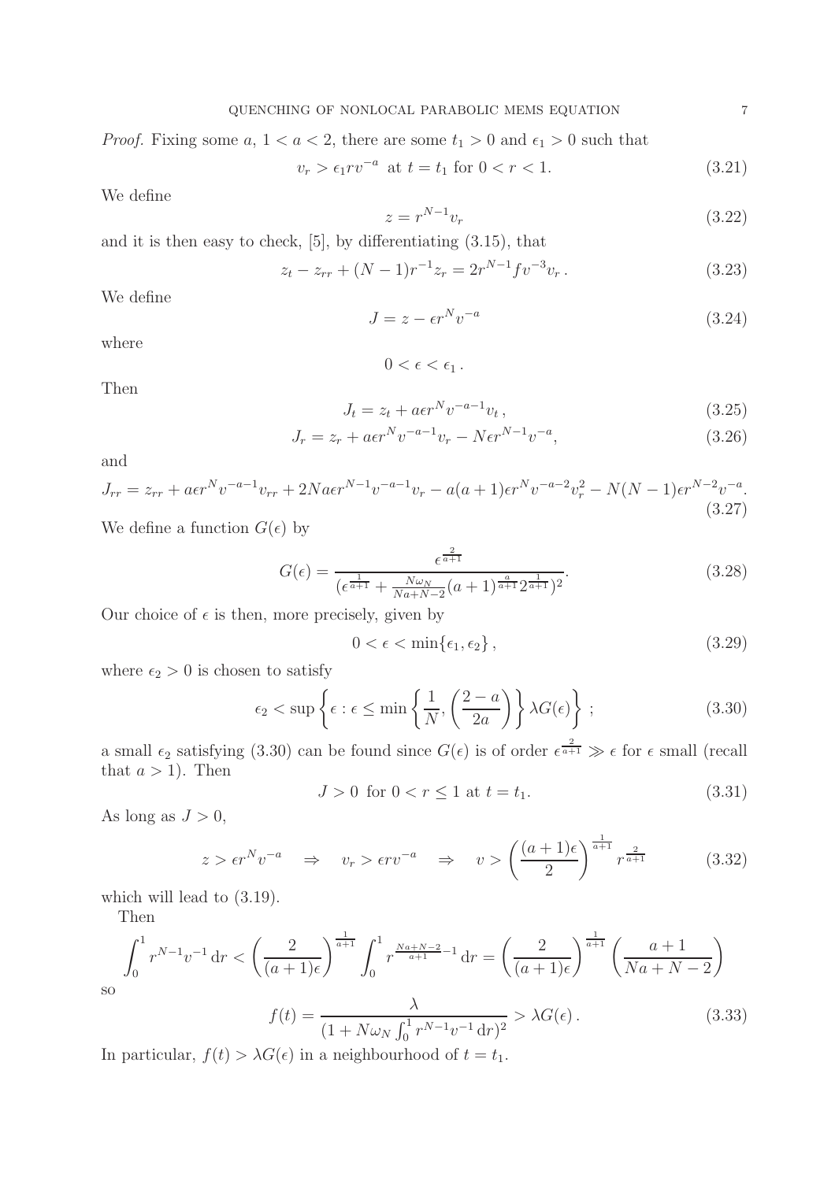*Proof.* Fixing some $a$, $1 < a < 2$, there are some $t_1 > 0$ and $\epsilon_1 > 0$ such that

$$v_r > \epsilon_1 r v^{-a} \text{ at } t = t_1 \text{ for } 0 < r < 1. \tag{3.21}$$

We define

$$z = r^{N-1} v_r \tag{3.22}$$

and it is then easy to check, [5], by differentiating (3.15), that

$$z_t - z_{rr} + (N-1)r^{-1} z_r = 2r^{N-1} f v^{-3} v_r \,. \tag{3.23}$$

We define

$$J = z - \epsilon r^N v^{-a} \tag{3.24}$$

where

$$0 < \epsilon < \epsilon_1 \,.$$

Then

$$J_t = z_t + a\epsilon r^N v^{-a-1} v_t \,, \tag{3.25}$$

$$J_r = z_r + a\epsilon r^N v^{-a-1} v_r - N\epsilon r^{N-1} v^{-a}, \tag{3.26}$$

and

$$J_{rr} = z_{rr} + a\epsilon r^N v^{-a-1} v_{rr} + 2Na\epsilon r^{N-1} v^{-a-1} v_r - a(a+1)\epsilon r^N v^{-a-2} v_r^2 - N(N-1)\epsilon r^{N-2} v^{-a}. \tag{3.27}$$

We define a function $G(\epsilon)$ by

$$G(\epsilon) = \frac{\epsilon^{\frac{2}{a+1}}}{(\epsilon^{\frac{1}{a+1}} + \frac{N\omega_N}{Na+N-2}(a+1)^{\frac{a}{a+1}} 2^{\frac{1}{a+1}})^2}. \tag{3.28}$$

Our choice of $\epsilon$ is then, more precisely, given by

$$0 < \epsilon < \min\{\epsilon_1, \epsilon_2\} \,, \tag{3.29}$$

where $\epsilon_2 > 0$ is chosen to satisfy

$$\epsilon_2 < \sup\left\{\epsilon : \epsilon \le \min\left\{\frac{1}{N}, \left(\frac{2-a}{2a}\right)\right\} \lambda G(\epsilon)\right\} \,; \tag{3.30}$$

a small $\epsilon_2$ satisfying (3.30) can be found since $G(\epsilon)$ is of order $\epsilon^{\frac{2}{a+1}} \gg \epsilon$ for $\epsilon$ small (recall that $a > 1$). Then

$$J > 0 \text{ for } 0 < r \le 1 \text{ at } t = t_1. \tag{3.31}$$

As long as $J > 0$,

$$z > \epsilon r^N v^{-a} \quad \Rightarrow \quad v_r > \epsilon r v^{-a} \quad \Rightarrow \quad v > \left(\frac{(a+1)\epsilon}{2}\right)^{\frac{1}{a+1}} r^{\frac{2}{a+1}} \tag{3.32}$$

which will lead to (3.19).

Then

$$\int_0^1 r^{N-1} v^{-1} \, \mathrm{d}r < \left(\frac{2}{(a+1)\epsilon}\right)^{\frac{1}{a+1}} \int_0^1 r^{\frac{Na+N-2}{a+1}-1} \, \mathrm{d}r = \left(\frac{2}{(a+1)\epsilon}\right)^{\frac{1}{a+1}} \left(\frac{a+1}{Na+N-2}\right)$$

so

$$f(t) = \frac{\lambda}{(1 + N\omega_N \int_0^1 r^{N-1} v^{-1} \, \mathrm{d}r)^2} > \lambda G(\epsilon) \,. \tag{3.33}$$

In particular, $f(t) > \lambda G(\epsilon)$ in a neighbourhood of $t = t_1$.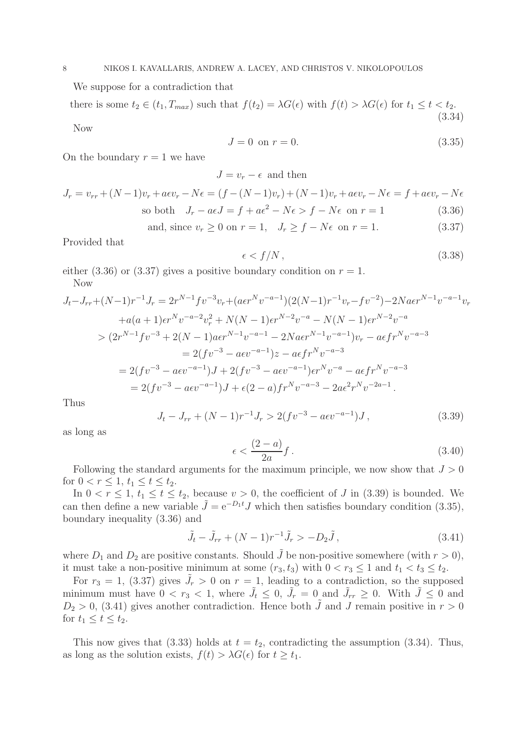We suppose for a contradiction that

$$\text{there is some } t_2 \in (t_1, T_{max}) \text{ such that } f(t_2) = \lambda G(\epsilon) \text{ with } f(t) > \lambda G(\epsilon) \text{ for } t_1 \le t < t_2. \tag{3.34}$$

Now

$$J = 0 \text{ on } r = 0. \tag{3.35}$$

On the boundary $r = 1$ we have

$$J = v_r - \epsilon \text{ and then}$$

$$J_r = v_{rr} + (N-1)v_r + a\epsilon v_r - N\epsilon = (f - (N-1)v_r) + (N-1)v_r + a\epsilon v_r - N\epsilon = f + a\epsilon v_r - N\epsilon$$

$$\text{so both} \quad J_r - a\epsilon J = f + a\epsilon^2 - N\epsilon > f - N\epsilon \text{ on } r = 1 \tag{3.36}$$

$$\text{and, since } v_r \ge 0 \text{ on } r = 1, \quad J_r \ge f - N\epsilon \text{ on } r = 1. \tag{3.37}$$

Provided that

$$\epsilon < f/N\,, \tag{3.38}$$

either (3.36) or (3.37) gives a positive boundary condition on $r = 1$.

Now

$$\begin{aligned}
J_t - J_{rr} + (N-1)r^{-1}J_r &= 2r^{N-1}fv^{-3}v_r + (a\epsilon r^N v^{-a-1})(2(N-1)r^{-1}v_r - fv^{-2}) - 2Na\epsilon r^{N-1}v^{-a-1}v_r \\
&\quad + a(a+1)\epsilon r^N v^{-a-2}v_r^2 + N(N-1)\epsilon r^{N-2}v^{-a} - N(N-1)\epsilon r^{N-2}v^{-a} \\
&> (2r^{N-1}fv^{-3} + 2(N-1)a\epsilon r^{N-1}v^{-a-1} - 2Na\epsilon r^{N-1}v^{-a-1})v_r - a\epsilon f r^N v^{-a-3} \\
&= 2(fv^{-3} - a\epsilon v^{-a-1})z - a\epsilon f r^N v^{-a-3} \\
&= 2(fv^{-3} - a\epsilon v^{-a-1})J + 2(fv^{-3} - a\epsilon v^{-a-1})\epsilon r^N v^{-a} - a\epsilon f r^N v^{-a-3} \\
&= 2(fv^{-3} - a\epsilon v^{-a-1})J + \epsilon(2-a)fr^N v^{-a-3} - 2a\epsilon^2 r^N v^{-2a-1}\,.
\end{aligned}$$

Thus

$$J_t - J_{rr} + (N-1)r^{-1}J_r > 2(fv^{-3} - a\epsilon v^{-a-1})J\,, \tag{3.39}$$

as long as

$$\epsilon < \frac{(2-a)}{2a}f\,. \tag{3.40}$$

Following the standard arguments for the maximum principle, we now show that $J > 0$ for $0 < r \le 1$, $t_1 \le t \le t_2$.

In $0 < r \le 1$, $t_1 \le t \le t_2$, because $v > 0$, the coefficient of $J$ in (3.39) is bounded. We can then define a new variable $\tilde{J} = \mathrm{e}^{-D_1 t}J$ which then satisfies boundary condition (3.35), boundary inequality (3.36) and

$$\tilde{J}_t - \tilde{J}_{rr} + (N-1)r^{-1}\tilde{J}_r > -D_2\tilde{J}\,, \tag{3.41}$$

where $D_1$ and $D_2$ are positive constants. Should $\tilde{J}$ be non-positive somewhere (with $r > 0$), it must take a non-positive minimum at some $(r_3, t_3)$ with $0 < r_3 \le 1$ and $t_1 < t_3 \le t_2$.

For $r_3 = 1$, (3.37) gives $\tilde{J}_r > 0$ on $r = 1$, leading to a contradiction, so the supposed minimum must have $0 < r_3 < 1$, where $\tilde{J}_t \le 0$, $\tilde{J}_r = 0$ and $\tilde{J}_{rr} \ge 0$. With $\tilde{J} \le 0$ and $D_2 > 0$, (3.41) gives another contradiction. Hence both $\tilde{J}$ and $J$ remain positive in $r > 0$ for $t_1 \le t \le t_2$.

This now gives that (3.33) holds at $t = t_2$, contradicting the assumption (3.34). Thus, as long as the solution exists, $f(t) > \lambda G(\epsilon)$ for $t \ge t_1$.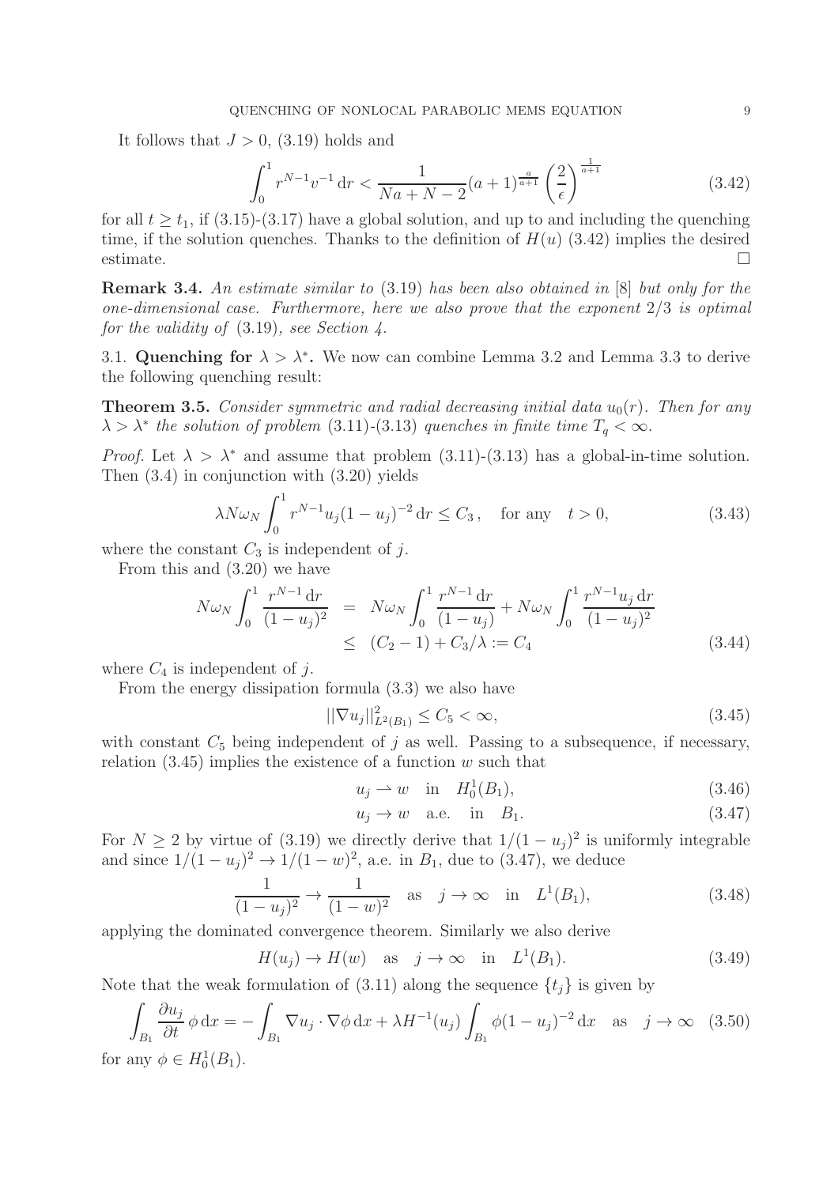It follows that $J > 0$, (3.19) holds and

$$\int_0^1 r^{N-1} v^{-1} \,\mathrm{d}r < \frac{1}{Na + N - 2}(a+1)^{\frac{a}{a+1}} \left(\frac{2}{\epsilon}\right)^{\frac{1}{a+1}} \tag{3.42}$$

for all $t \geq t_1$, if (3.15)-(3.17) have a global solution, and up to and including the quenching time, if the solution quenches. Thanks to the definition of $H(u)$ (3.42) implies the desired estimate. $\square$

**Remark 3.4.** *An estimate similar to* (3.19) *has been also obtained in* [8] *but only for the one-dimensional case. Furthermore, here we also prove that the exponent* $2/3$ *is optimal for the validity of* (3.19)*, see Section 4.*

### 3.1. Quenching for $\lambda > \lambda^*$.

We now can combine Lemma 3.2 and Lemma 3.3 to derive the following quenching result:

**Theorem 3.5.** *Consider symmetric and radial decreasing initial data* $u_0(r)$*. Then for any* $\lambda > \lambda^*$ *the solution of problem* (3.11)-(3.13) *quenches in finite time* $T_q < \infty$.

*Proof.* Let $\lambda > \lambda^*$ and assume that problem (3.11)-(3.13) has a global-in-time solution. Then (3.4) in conjunction with (3.20) yields

$$\lambda N \omega_N \int_0^1 r^{N-1} u_j (1-u_j)^{-2} \,\mathrm{d}r \leq C_3\,, \quad \text{for any} \quad t > 0, \tag{3.43}$$

where the constant $C_3$ is independent of $j$.

From this and (3.20) we have

$$\begin{aligned} N\omega_N \int_0^1 \frac{r^{N-1}\,\mathrm{d}r}{(1-u_j)^2} &= N\omega_N \int_0^1 \frac{r^{N-1}\,\mathrm{d}r}{(1-u_j)} + N\omega_N \int_0^1 \frac{r^{N-1} u_j\,\mathrm{d}r}{(1-u_j)^2} \\ &\leq (C_2 - 1) + C_3/\lambda := C_4 \end{aligned} \tag{3.44}$$

where $C_4$ is independent of $j$.

From the energy dissipation formula (3.3) we also have

$$||\nabla u_j||^2_{L^2(B_1)} \leq C_5 < \infty, \tag{3.45}$$

with constant $C_5$ being independent of $j$ as well. Passing to a subsequence, if necessary, relation (3.45) implies the existence of a function $w$ such that

$$u_j \rightharpoonup w \quad \text{in} \quad H_0^1(B_1), \tag{3.46}$$

$$u_j \to w \quad \text{a.e.} \quad \text{in} \quad B_1. \tag{3.47}$$

For $N \geq 2$ by virtue of (3.19) we directly derive that $1/(1-u_j)^2$ is uniformly integrable and since $1/(1-u_j)^2 \to 1/(1-w)^2$, a.e. in $B_1$, due to (3.47), we deduce

$$\frac{1}{(1-u_j)^2} \to \frac{1}{(1-w)^2} \quad \text{as} \quad j \to \infty \quad \text{in} \quad L^1(B_1), \tag{3.48}$$

applying the dominated convergence theorem. Similarly we also derive

$$H(u_j) \to H(w) \quad \text{as} \quad j \to \infty \quad \text{in} \quad L^1(B_1). \tag{3.49}$$

Note that the weak formulation of (3.11) along the sequence $\{t_j\}$ is given by

$$\int_{B_1} \frac{\partial u_j}{\partial t}\,\phi\,\mathrm{d}x = -\int_{B_1} \nabla u_j \cdot \nabla \phi\,\mathrm{d}x + \lambda H^{-1}(u_j) \int_{B_1} \phi (1-u_j)^{-2}\,\mathrm{d}x \quad \text{as} \quad j \to \infty \tag{3.50}$$

for any $\phi \in H_0^1(B_1)$.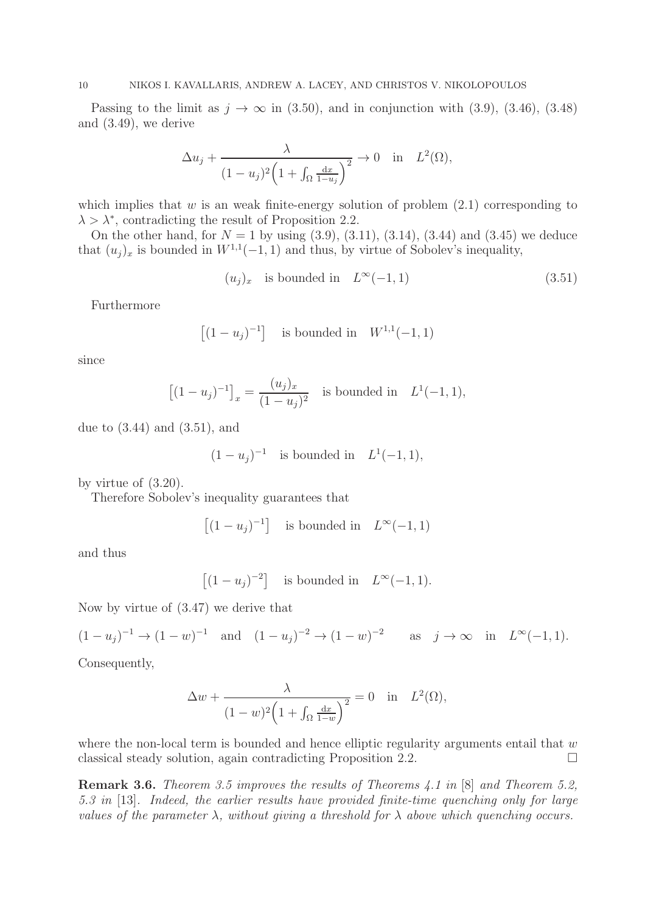Passing to the limit as $j \to \infty$ in (3.50), and in conjunction with (3.9), (3.46), (3.48) and (3.49), we derive

$$\Delta u_j + \frac{\lambda}{(1-u_j)^2\Big(1+\int_\Omega \frac{\mathrm{d}x}{1-u_j}\Big)^2} \to 0 \quad \text{in} \quad L^2(\Omega),$$

which implies that $w$ is an weak finite-energy solution of problem (2.1) corresponding to $\lambda > \lambda^*$, contradicting the result of Proposition 2.2.

On the other hand, for $N = 1$ by using (3.9), (3.11), (3.14), (3.44) and (3.45) we deduce that $(u_j)_x$ is bounded in $W^{1,1}(-1,1)$ and thus, by virtue of Sobolev's inequality,

$$(u_j)_x \quad \text{is bounded in} \quad L^\infty(-1,1) \tag{3.51}$$

Furthermore

$$\left[(1-u_j)^{-1}\right] \quad \text{is bounded in} \quad W^{1,1}(-1,1)$$

since

$$\left[(1-u_j)^{-1}\right]_x = \frac{(u_j)_x}{(1-u_j)^2} \quad \text{is bounded in} \quad L^1(-1,1),$$

due to (3.44) and (3.51), and

$$(1-u_j)^{-1} \quad \text{is bounded in} \quad L^1(-1,1),$$

by virtue of (3.20).

Therefore Sobolev's inequality guarantees that

$$\left[(1-u_j)^{-1}\right] \quad \text{is bounded in} \quad L^\infty(-1,1)$$

and thus

$$\left[(1-u_j)^{-2}\right] \quad \text{is bounded in} \quad L^\infty(-1,1).$$

Now by virtue of (3.47) we derive that

$$(1-u_j)^{-1} \to (1-w)^{-1} \quad \text{and} \quad (1-u_j)^{-2} \to (1-w)^{-2} \qquad \text{as} \quad j \to \infty \quad \text{in} \quad L^\infty(-1,1).$$

Consequently,

$$\Delta w + \frac{\lambda}{(1-w)^2\Big(1+\int_\Omega \frac{\mathrm{d}x}{1-w}\Big)^2} = 0 \quad \text{in} \quad L^2(\Omega),$$

where the non-local term is bounded and hence elliptic regularity arguments entail that $w$ classical steady solution, again contradicting Proposition 2.2. $\square$

**Remark 3.6.** *Theorem 3.5 improves the results of Theorems 4.1 in* [8] *and Theorem 5.2, 5.3 in* [13]. *Indeed, the earlier results have provided finite-time quenching only for large values of the parameter $\lambda$, without giving a threshold for $\lambda$ above which quenching occurs.*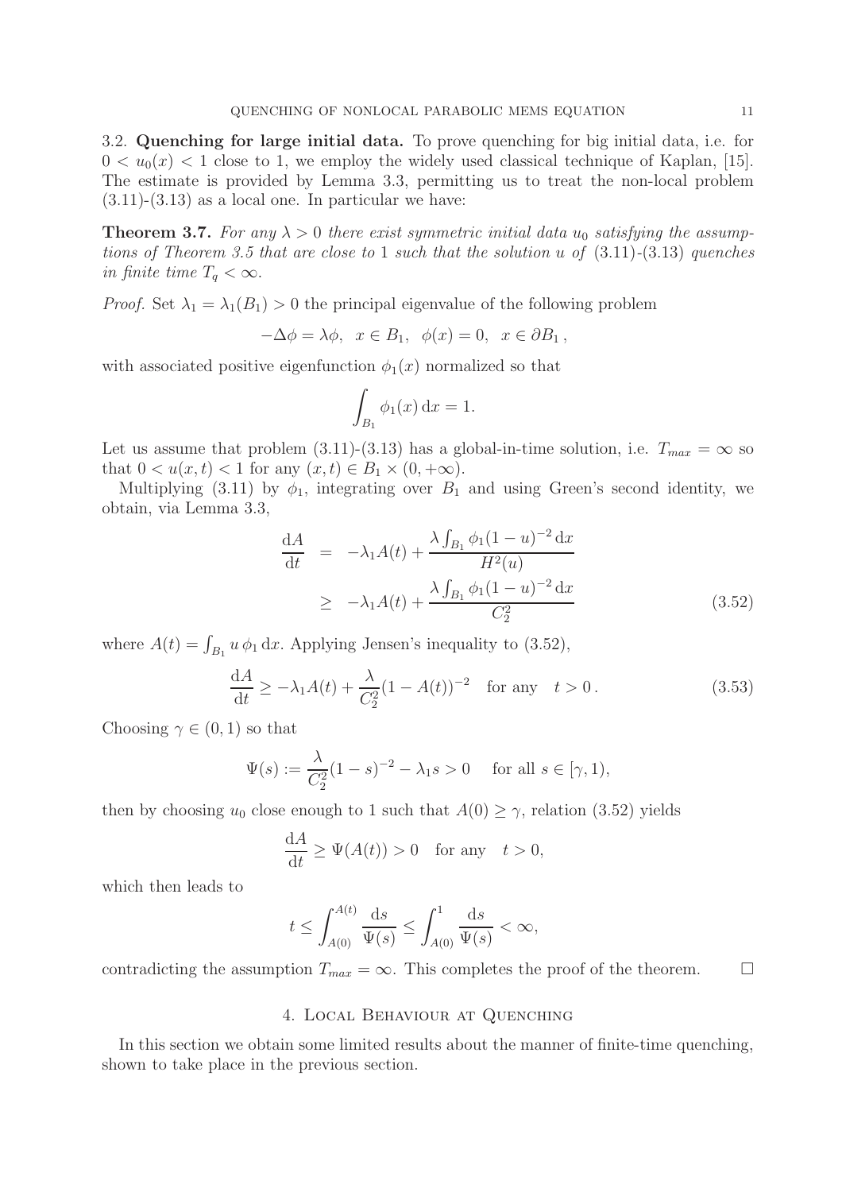3.2. **Quenching for large initial data.** To prove quenching for big initial data, i.e. for $0 < u_0(x) < 1$ close to 1, we employ the widely used classical technique of Kaplan, [15]. The estimate is provided by Lemma 3.3, permitting us to treat the non-local problem (3.11)-(3.13) as a local one. In particular we have:

**Theorem 3.7.** *For any $\lambda > 0$ there exist symmetric initial data $u_0$ satisfying the assumptions of Theorem 3.5 that are close to 1 such that the solution $u$ of (3.11)-(3.13) quenches in finite time $T_q < \infty$.*

*Proof.* Set $\lambda_1 = \lambda_1(B_1) > 0$ the principal eigenvalue of the following problem

$$-\Delta\phi = \lambda\phi, \quad x \in B_1, \quad \phi(x) = 0, \quad x \in \partial B_1\,,$$

with associated positive eigenfunction $\phi_1(x)$ normalized so that

$$\int_{B_1} \phi_1(x)\,\mathrm{d}x = 1.$$

Let us assume that problem (3.11)-(3.13) has a global-in-time solution, i.e. $T_{max} = \infty$ so that $0 < u(x,t) < 1$ for any $(x,t) \in B_1 \times (0, +\infty)$.

Multiplying (3.11) by $\phi_1$, integrating over $B_1$ and using Green's second identity, we obtain, via Lemma 3.3,

$$\begin{aligned}
\frac{\mathrm{d}A}{\mathrm{d}t} &= -\lambda_1 A(t) + \frac{\lambda \int_{B_1} \phi_1 (1-u)^{-2}\,\mathrm{d}x}{H^2(u)} \\
&\geq -\lambda_1 A(t) + \frac{\lambda \int_{B_1} \phi_1 (1-u)^{-2}\,\mathrm{d}x}{C_2^2}
\end{aligned} \tag{3.52}$$

where $A(t) = \int_{B_1} u\,\phi_1\,\mathrm{d}x$. Applying Jensen's inequality to (3.52),

$$\frac{\mathrm{d}A}{\mathrm{d}t} \geq -\lambda_1 A(t) + \frac{\lambda}{C_2^2}(1 - A(t))^{-2} \quad \text{for any} \quad t > 0\,. \tag{3.53}$$

Choosing $\gamma \in (0,1)$ so that

$$\Psi(s) := \frac{\lambda}{C_2^2}(1-s)^{-2} - \lambda_1 s > 0 \quad \text{ for all } s \in [\gamma, 1),$$

then by choosing $u_0$ close enough to 1 such that $A(0) \geq \gamma$, relation (3.52) yields

$$\frac{\mathrm{d}A}{\mathrm{d}t} \geq \Psi(A(t)) > 0 \quad \text{for any} \quad t > 0,$$

which then leads to

$$t \leq \int_{A(0)}^{A(t)} \frac{\mathrm{d}s}{\Psi(s)} \leq \int_{A(0)}^{1} \frac{\mathrm{d}s}{\Psi(s)} < \infty,$$

contradicting the assumption $T_{max} = \infty$. This completes the proof of the theorem. $\square$

## 4. Local Behaviour at Quenching

In this section we obtain some limited results about the manner of finite-time quenching, shown to take place in the previous section.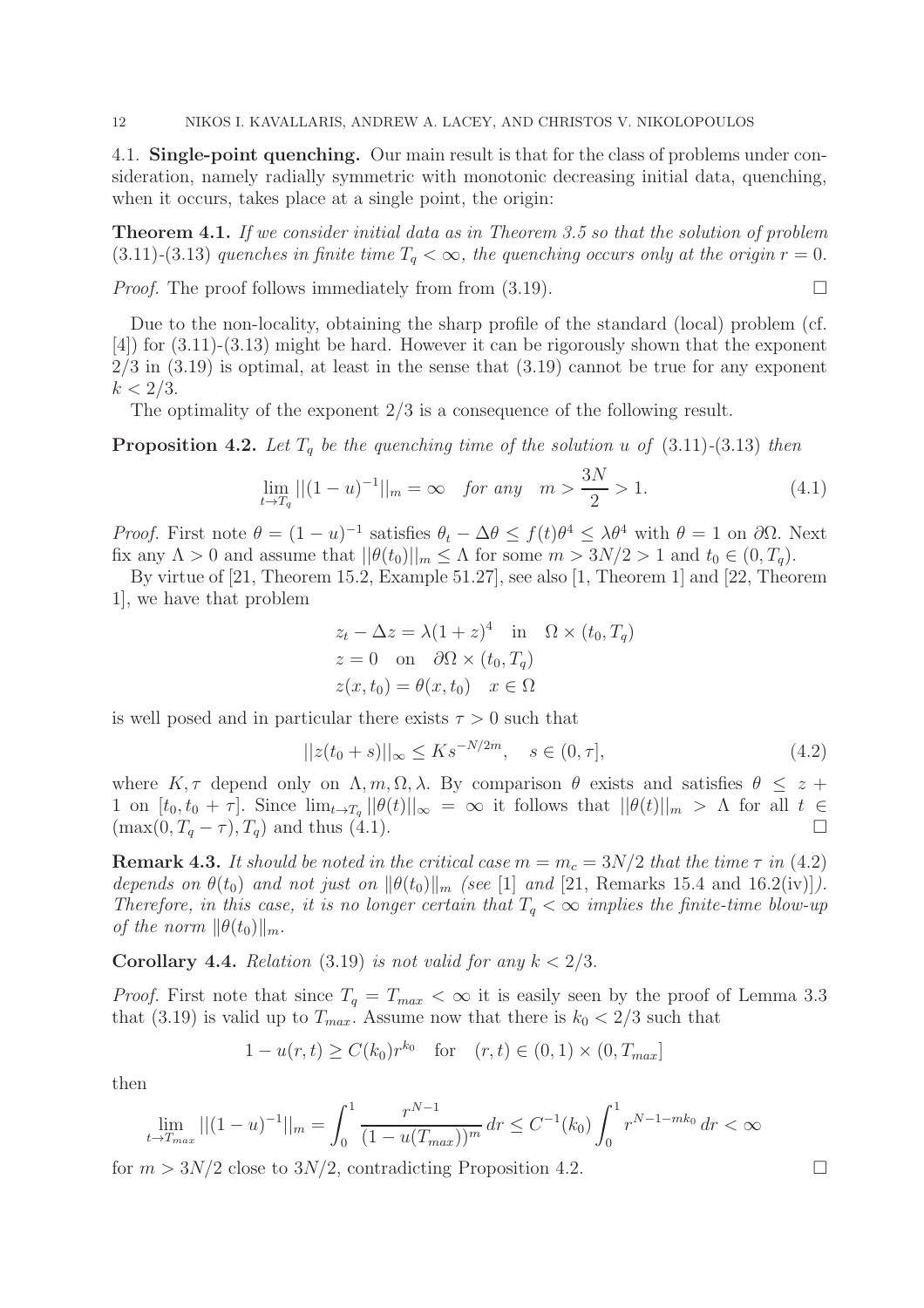### 4.1. Single-point quenching.

Our main result is that for the class of problems under consideration, namely radially symmetric with monotonic decreasing initial data, quenching, when it occurs, takes place at a single point, the origin:

**Theorem 4.1.** *If we consider initial data as in Theorem 3.5 so that the solution of problem* (3.11)-(3.13) *quenches in finite time $T_q < \infty$, the quenching occurs only at the origin $r = 0$.*

*Proof.* The proof follows immediately from from (3.19). □

Due to the non-locality, obtaining the sharp profile of the standard (local) problem (cf. [4]) for (3.11)-(3.13) might be hard. However it can be rigorously shown that the exponent $2/3$ in (3.19) is optimal, at least in the sense that (3.19) cannot be true for any exponent $k < 2/3$.

The optimality of the exponent $2/3$ is a consequence of the following result.

**Proposition 4.2.** *Let $T_q$ be the quenching time of the solution $u$ of* (3.11)-(3.13) *then*

$$\lim_{t \to T_q} ||(1-u)^{-1}||_m = \infty \quad \textit{for any} \quad m > \frac{3N}{2} > 1. \tag{4.1}$$

*Proof.* First note $\theta = (1-u)^{-1}$ satisfies $\theta_t - \Delta\theta \leq f(t)\theta^4 \leq \lambda\theta^4$ with $\theta = 1$ on $\partial\Omega$. Next fix any $\Lambda > 0$ and assume that $||\theta(t_0)||_m \leq \Lambda$ for some $m > 3N/2 > 1$ and $t_0 \in (0, T_q)$.

By virtue of [21, Theorem 15.2, Example 51.27], see also [1, Theorem 1] and [22, Theorem 1], we have that problem

$$\begin{aligned}
&z_t - \Delta z = \lambda(1+z)^4 \quad \text{in} \quad \Omega \times (t_0, T_q) \\
&z = 0 \quad \text{on} \quad \partial\Omega \times (t_0, T_q) \\
&z(x, t_0) = \theta(x, t_0) \quad x \in \Omega
\end{aligned}$$

is well posed and in particular there exists $\tau > 0$ such that

$$||z(t_0 + s)||_\infty \leq K s^{-N/2m}, \quad s \in (0, \tau], \tag{4.2}$$

where $K, \tau$ depend only on $\Lambda, m, \Omega, \lambda$. By comparison $\theta$ exists and satisfies $\theta \leq z + 1$ on $[t_0, t_0 + \tau]$. Since $\lim_{t \to T_q} ||\theta(t)||_\infty = \infty$ it follows that $||\theta(t)||_m > \Lambda$ for all $t \in (\max(0, T_q - \tau), T_q)$ and thus (4.1). □

**Remark 4.3.** *It should be noted in the critical case $m = m_c = 3N/2$ that the time $\tau$ in* (4.2) *depends on $\theta(t_0)$ and not just on $\|\theta(t_0)\|_m$ (see* [1] *and* [21, Remarks 15.4 and 16.2(iv)]*). Therefore, in this case, it is no longer certain that $T_q < \infty$ implies the finite-time blow-up of the norm $\|\theta(t_0)\|_m$.*

**Corollary 4.4.** *Relation* (3.19) *is not valid for any $k < 2/3$.*

*Proof.* First note that since $T_q = T_{max} < \infty$ it is easily seen by the proof of Lemma 3.3 that (3.19) is valid up to $T_{max}$. Assume now that there is $k_0 < 2/3$ such that

$$1 - u(r,t) \geq C(k_0) r^{k_0} \quad \text{for} \quad (r,t) \in (0,1) \times (0, T_{max}]$$

then

$$\lim_{t \to T_{max}} ||(1-u)^{-1}||_m = \int_0^1 \frac{r^{N-1}}{(1 - u(T_{max}))^m} \, dr \leq C^{-1}(k_0) \int_0^1 r^{N-1-mk_0} \, dr < \infty$$

for $m > 3N/2$ close to $3N/2$, contradicting Proposition 4.2. □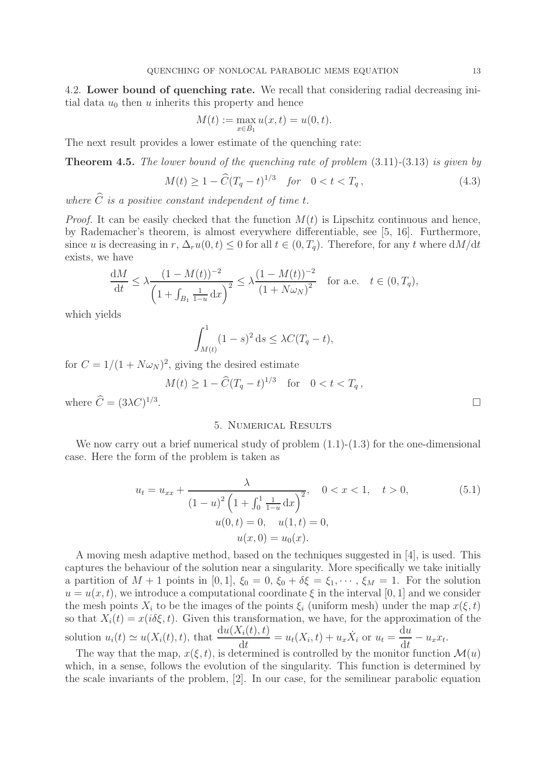4.2. **Lower bound of quenching rate.** We recall that considering radial decreasing initial data $u_0$ then $u$ inherits this property and hence

$$M(t) := \max_{x\in B_1} u(x,t) = u(0,t).$$

The next result provides a lower estimate of the quenching rate:

**Theorem 4.5.** *The lower bound of the quenching rate of problem* (3.11)-(3.13) *is given by*

$$M(t) \geq 1 - \widehat{C}(T_q - t)^{1/3} \quad for \quad 0 < t < T_q\,, \tag{4.3}$$

*where $\widehat{C}$ is a positive constant independent of time $t$.*

*Proof.* It can be easily checked that the function $M(t)$ is Lipschitz continuous and hence, by Rademacher's theorem, is almost everywhere differentiable, see [5, 16]. Furthermore, since $u$ is decreasing in $r$, $\Delta_r u(0,t) \leq 0$ for all $t \in (0, T_q)$. Therefore, for any $t$ where $\mathrm{d}M/\mathrm{d}t$ exists, we have

$$\frac{\mathrm{d}M}{\mathrm{d}t} \leq \lambda \frac{(1-M(t))^{-2}}{\left(1+\int_{B_1} \frac{1}{1-u}\,\mathrm{d}x\right)^2} \leq \lambda \frac{(1-M(t))^{-2}}{\left(1+N\omega_N\right)^2} \quad \text{for a.e.} \quad t \in (0, T_q),$$

which yields

$$\int_{M(t)}^1 (1-s)^2\,\mathrm{d}s \leq \lambda C (T_q - t),$$

for $C = 1/(1+N\omega_N)^2$, giving the desired estimate

$$M(t) \geq 1 - \widehat{C}(T_q - t)^{1/3} \quad \text{for} \quad 0 < t < T_q\,,$$

where $\widehat{C} = (3\lambda C)^{1/3}$. □

## 5. Numerical Results

We now carry out a brief numerical study of problem (1.1)-(1.3) for the one-dimensional case. Here the form of the problem is taken as

$$u_t = u_{xx} + \frac{\lambda}{(1-u)^2\left(1+\int_0^1 \frac{1}{1-u}\,\mathrm{d}x\right)^2}, \quad 0<x<1, \quad t>0, \tag{5.1}$$
$$u(0,t) = 0, \quad u(1,t) = 0,$$
$$u(x,0) = u_0(x).$$

A moving mesh adaptive method, based on the techniques suggested in [4], is used. This captures the behaviour of the solution near a singularity. More specifically we take initially a partition of $M+1$ points in $[0,1]$, $\xi_0 = 0$, $\xi_0 + \delta\xi = \xi_1, \cdots, \xi_M = 1$. For the solution $u = u(x,t)$, we introduce a computational coordinate $\xi$ in the interval $[0,1]$ and we consider the mesh points $X_i$ to be the images of the points $\xi_i$ (uniform mesh) under the map $x(\xi,t)$ so that $X_i(t) = x(i\delta\xi, t)$. Given this transformation, we have, for the approximation of the solution $u_i(t) \simeq u(X_i(t),t)$, that $\dfrac{\mathrm{d}u(X_i(t),t)}{\mathrm{d}t} = u_t(X_i,t) + u_x\dot{X}_i$ or $u_t = \dfrac{\mathrm{d}u}{\mathrm{d}t} - u_x x_t$.

The way that the map, $x(\xi,t)$, is determined is controlled by the monitor function $\mathcal{M}(u)$ which, in a sense, follows the evolution of the singularity. This function is determined by the scale invariants of the problem, [2]. In our case, for the semilinear parabolic equation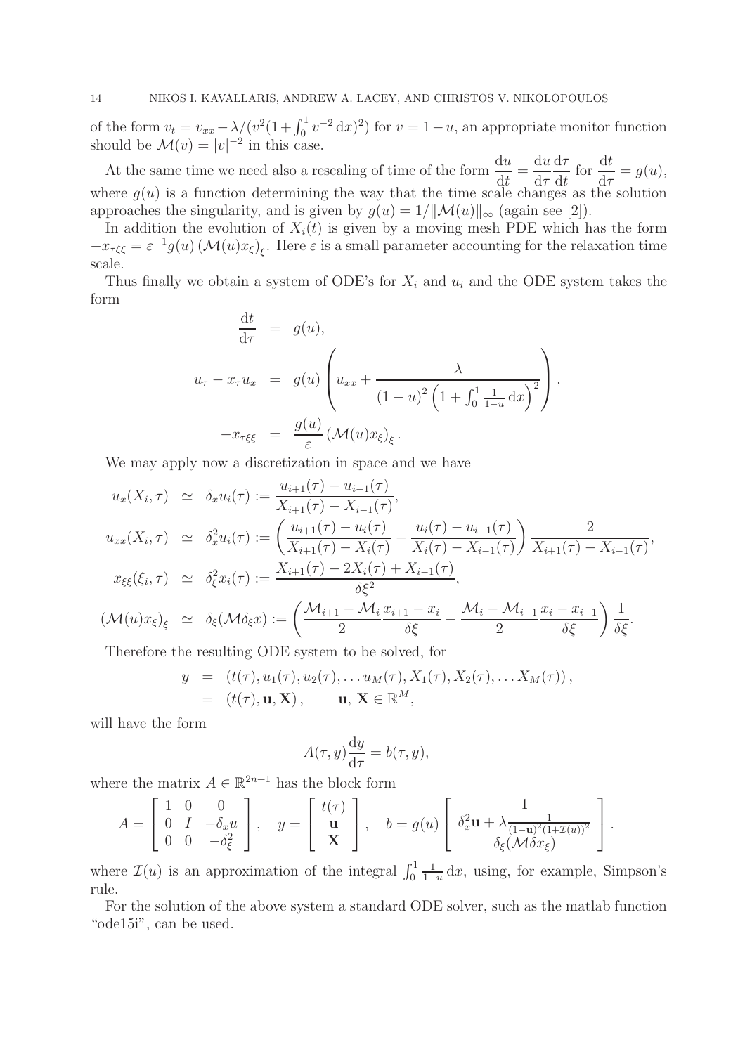of the form $v_t = v_{xx} - \lambda/(v^2(1+\int_0^1 v^{-2}\,\mathrm{d}x)^2)$ for $v = 1-u$, an appropriate monitor function should be $\mathcal{M}(v) = |v|^{-2}$ in this case.

At the same time we need also a rescaling of time of the form $\dfrac{\mathrm{d}u}{\mathrm{d}t} = \dfrac{\mathrm{d}u}{\mathrm{d}\tau}\dfrac{\mathrm{d}\tau}{\mathrm{d}t}$ for $\dfrac{\mathrm{d}t}{\mathrm{d}\tau} = g(u)$, where $g(u)$ is a function determining the way that the time scale changes as the solution approaches the singularity, and is given by $g(u) = 1/\|\mathcal{M}(u)\|_\infty$ (again see [2]).

In addition the evolution of $X_i(t)$ is given by a moving mesh PDE which has the form $-x_{\tau\xi\xi} = \varepsilon^{-1} g(u)\left(\mathcal{M}(u)x_\xi\right)_\xi$. Here $\varepsilon$ is a small parameter accounting for the relaxation time scale.

Thus finally we obtain a system of ODE's for $X_i$ and $u_i$ and the ODE system takes the form

$$
\begin{aligned}
\frac{\mathrm{d}t}{\mathrm{d}\tau} &= g(u),\\
u_\tau - x_\tau u_x &= g(u)\left(u_{xx} + \frac{\lambda}{(1-u)^2\left(1+\int_0^1 \frac{1}{1-u}\,\mathrm{d}x\right)^2}\right),\\
-x_{\tau\xi\xi} &= \frac{g(u)}{\varepsilon}\left(\mathcal{M}(u)x_\xi\right)_\xi .
\end{aligned}
$$

We may apply now a discretization in space and we have

$$
\begin{aligned}
u_x(X_i,\tau) &\simeq \delta_x u_i(\tau) := \frac{u_{i+1}(\tau) - u_{i-1}(\tau)}{X_{i+1}(\tau) - X_{i-1}(\tau)},\\
u_{xx}(X_i,\tau) &\simeq \delta_x^2 u_i(\tau) := \left(\frac{u_{i+1}(\tau) - u_i(\tau)}{X_{i+1}(\tau) - X_i(\tau)} - \frac{u_i(\tau) - u_{i-1}(\tau)}{X_i(\tau) - X_{i-1}(\tau)}\right)\frac{2}{X_{i+1}(\tau) - X_{i-1}(\tau)},\\
x_{\xi\xi}(\xi_i,\tau) &\simeq \delta_\xi^2 x_i(\tau) := \frac{X_{i+1}(\tau) - 2X_i(\tau) + X_{i-1}(\tau)}{\delta\xi^2},\\
\left(\mathcal{M}(u)x_\xi\right)_\xi &\simeq \delta_\xi(\mathcal{M}\delta_\xi x) := \left(\frac{\mathcal{M}_{i+1} - \mathcal{M}_i}{2}\frac{x_{i+1} - x_i}{\delta\xi} - \frac{\mathcal{M}_i - \mathcal{M}_{i-1}}{2}\frac{x_i - x_{i-1}}{\delta\xi}\right)\frac{1}{\delta\xi}.
\end{aligned}
$$

Therefore the resulting ODE system to be solved, for

$$
\begin{aligned}
y &= \left(t(\tau), u_1(\tau), u_2(\tau), \ldots u_M(\tau), X_1(\tau), X_2(\tau), \ldots X_M(\tau)\right),\\
&= \left(t(\tau), \mathbf{u}, \mathbf{X}\right), \qquad \mathbf{u},\, \mathbf{X} \in \mathbb{R}^M,
\end{aligned}
$$

will have the form

$$
A(\tau, y)\frac{\mathrm{d}y}{\mathrm{d}\tau} = b(\tau, y),
$$

where the matrix $A \in \mathbb{R}^{2n+1}$ has the block form

$$
A = \begin{bmatrix} 1 & 0 & 0\\ 0 & I & -\delta_x u\\ 0 & 0 & -\delta_\xi^2 \end{bmatrix}, \quad y = \begin{bmatrix} t(\tau)\\ \mathbf{u}\\ \mathbf{X} \end{bmatrix}, \quad b = g(u)\begin{bmatrix} 1\\ \delta_x^2\mathbf{u} + \lambda\frac{1}{(1-\mathbf{u})^2(1+\mathcal{I}(u))^2}\\ \delta_\xi(\mathcal{M}\delta x_\xi) \end{bmatrix}.
$$

where $\mathcal{I}(u)$ is an approximation of the integral $\int_0^1 \frac{1}{1-u}\,\mathrm{d}x$, using, for example, Simpson's rule.

For the solution of the above system a standard ODE solver, such as the matlab function "ode15i", can be used.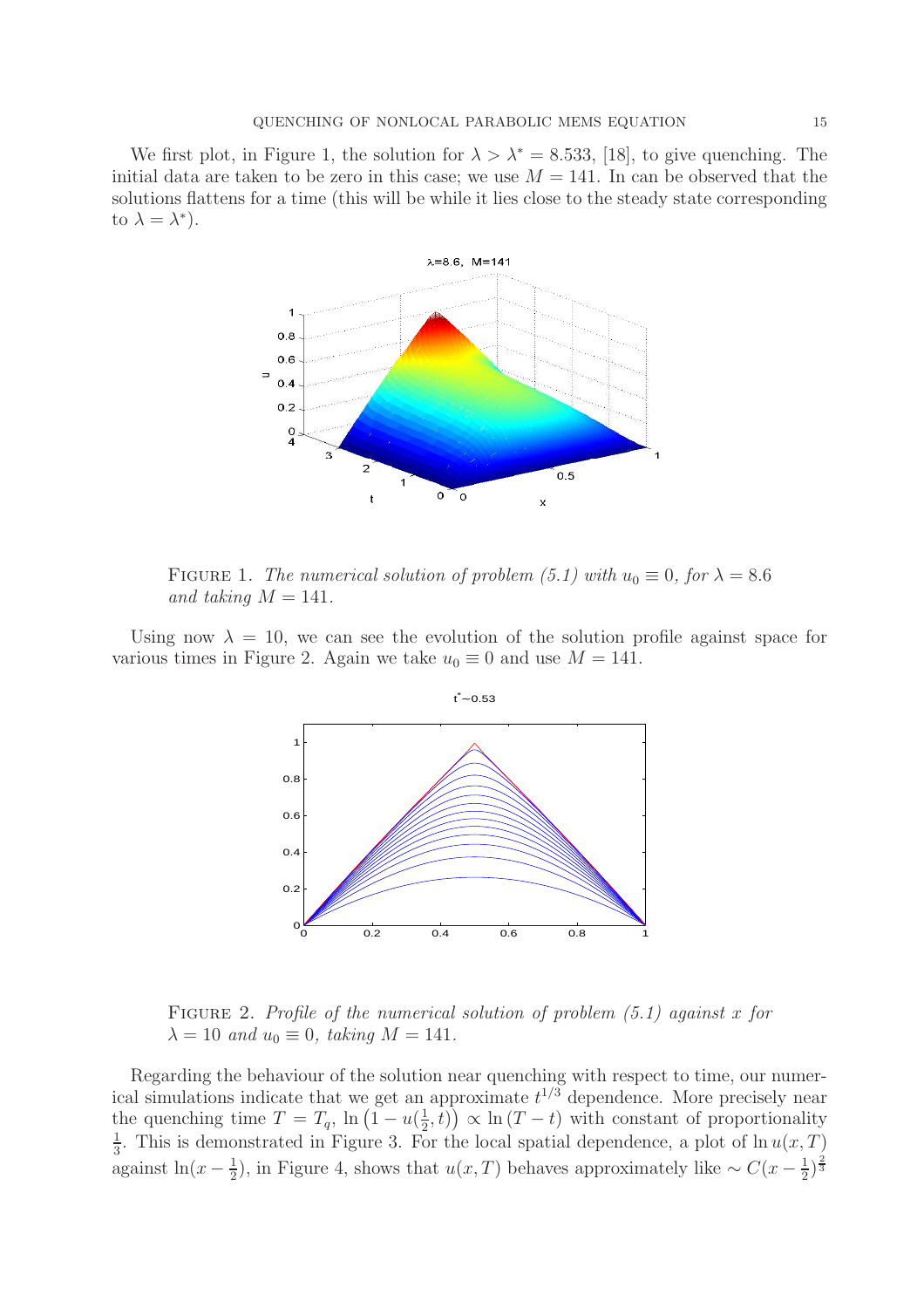We first plot, in Figure 1, the solution for $\lambda > \lambda^* = 8.533$, [18], to give quenching. The initial data are taken to be zero in this case; we use $M = 141$. In can be observed that the solutions flattens for a time (this will be while it lies close to the steady state corresponding to $\lambda = \lambda^*$).

FIGURE 1. *The numerical solution of problem (5.1) with $u_0 \equiv 0$, for $\lambda = 8.6$ and taking $M = 141$.*

Using now $\lambda = 10$, we can see the evolution of the solution profile against space for various times in Figure 2. Again we take $u_0 \equiv 0$ and use $M = 141$.

FIGURE 2. *Profile of the numerical solution of problem (5.1) against $x$ for $\lambda = 10$ and $u_0 \equiv 0$, taking $M = 141$.*

Regarding the behaviour of the solution near quenching with respect to time, our numerical simulations indicate that we get an approximate $t^{1/3}$ dependence. More precisely near the quenching time $T = T_q$, $\ln\left(1 - u(\frac{1}{2}, t)\right) \propto \ln(T - t)$ with constant of proportionality $\frac{1}{3}$. This is demonstrated in Figure 3. For the local spatial dependence, a plot of $\ln u(x, T)$ against $\ln(x - \frac{1}{2})$, in Figure 4, shows that $u(x, T)$ behaves approximately like $\sim C(x - \frac{1}{2})^{\frac{2}{3}}$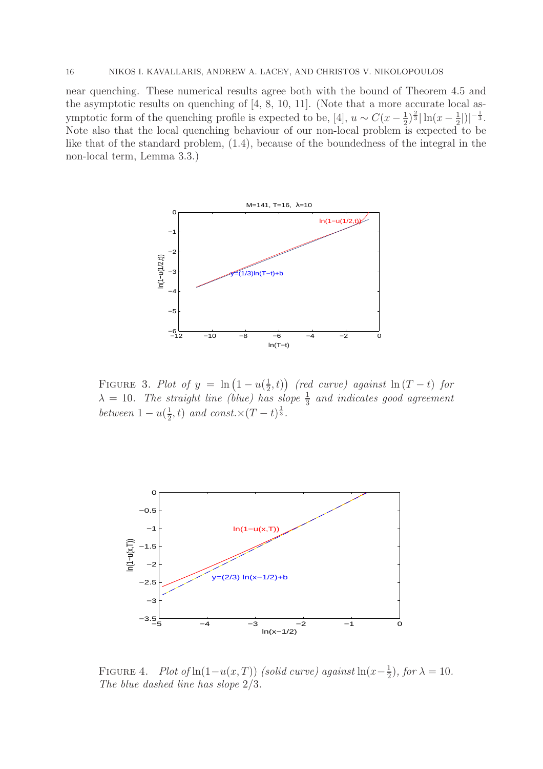near quenching. These numerical results agree both with the bound of Theorem 4.5 and the asymptotic results on quenching of [4, 8, 10, 11]. (Note that a more accurate local asymptotic form of the quenching profile is expected to be, [4], $u \sim C(x-\frac{1}{2})^{\frac{2}{3}}|\ln(x-\frac{1}{2}|)|^{-\frac{1}{3}}$. Note also that the local quenching behaviour of our non-local problem is expected to be like that of the standard problem, (1.4), because of the boundedness of the integral in the non-local term, Lemma 3.3.)

FIGURE 3. *Plot of* $y = \ln\left(1-u(\frac{1}{2},t)\right)$ *(red curve) against* $\ln(T-t)$ *for* $\lambda = 10$. *The straight line (blue) has slope* $\frac{1}{3}$ *and indicates good agreement between* $1-u(\frac{1}{2},t)$ *and const.*$\times(T-t)^{\frac{1}{3}}$.

FIGURE 4. *Plot of* $\ln(1-u(x,T))$ *(solid curve) against* $\ln(x-\frac{1}{2})$, *for* $\lambda = 10$. *The blue dashed line has slope* $2/3$.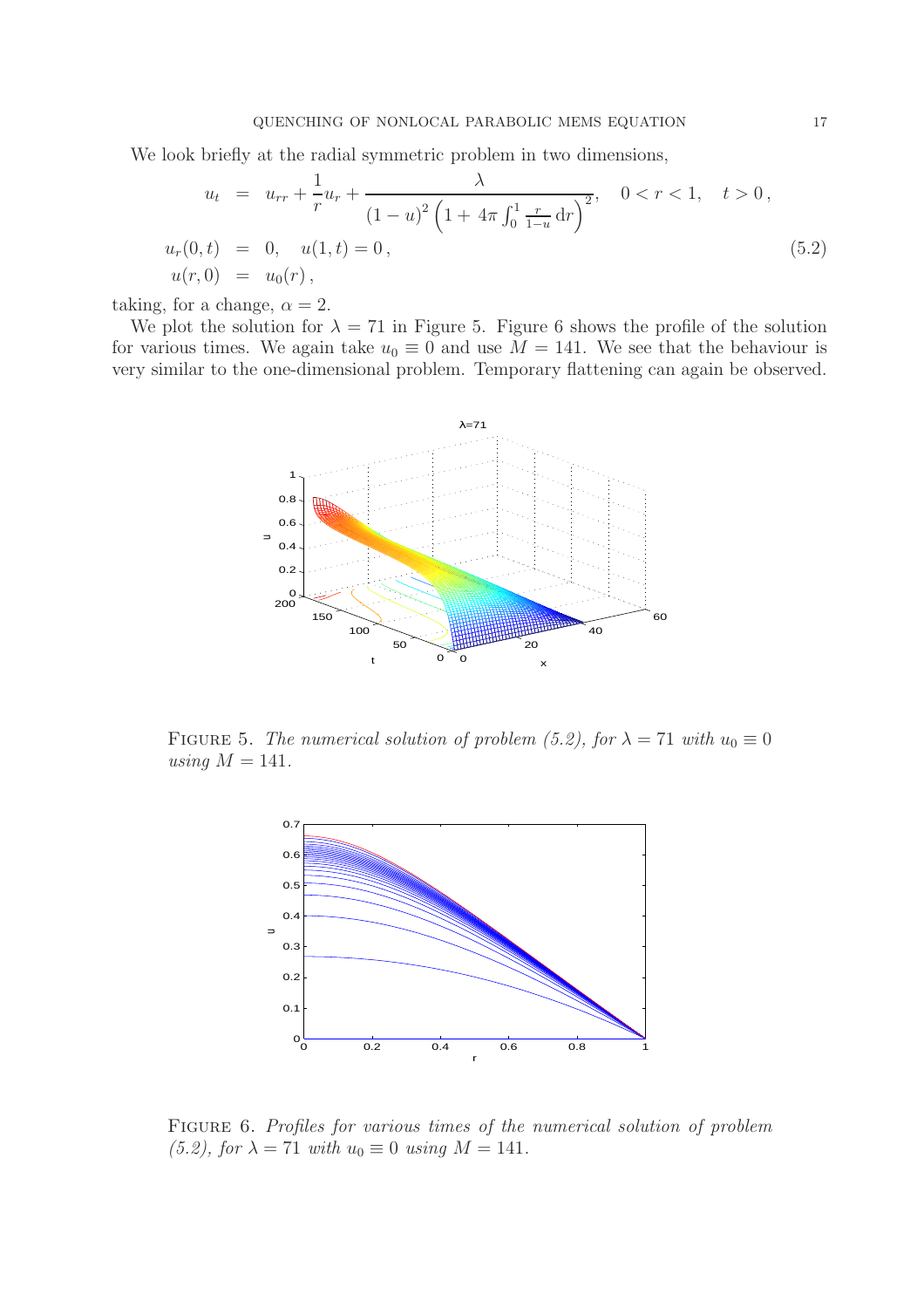We look briefly at the radial symmetric problem in two dimensions,

$$
\begin{aligned}
u_t &= u_{rr} + \frac{1}{r}u_r + \frac{\lambda}{(1-u)^2\left(1 + 4\pi\int_0^1 \frac{r}{1-u}\,\mathrm{d}r\right)^2}, \quad 0 < r < 1, \quad t > 0\,, \\
u_r(0,t) &= 0, \quad u(1,t) = 0\,, \\
u(r,0) &= u_0(r)\,,
\end{aligned}
\tag{5.2}
$$

taking, for a change, $\alpha = 2$.

We plot the solution for $\lambda = 71$ in Figure 5. Figure 6 shows the profile of the solution for various times. We again take $u_0 \equiv 0$ and use $M = 141$. We see that the behaviour is very similar to the one-dimensional problem. Temporary flattening can again be observed.

FIGURE 5. *The numerical solution of problem (5.2), for $\lambda = 71$ with $u_0 \equiv 0$ using $M = 141$.*

FIGURE 6. *Profiles for various times of the numerical solution of problem (5.2), for $\lambda = 71$ with $u_0 \equiv 0$ using $M = 141$.*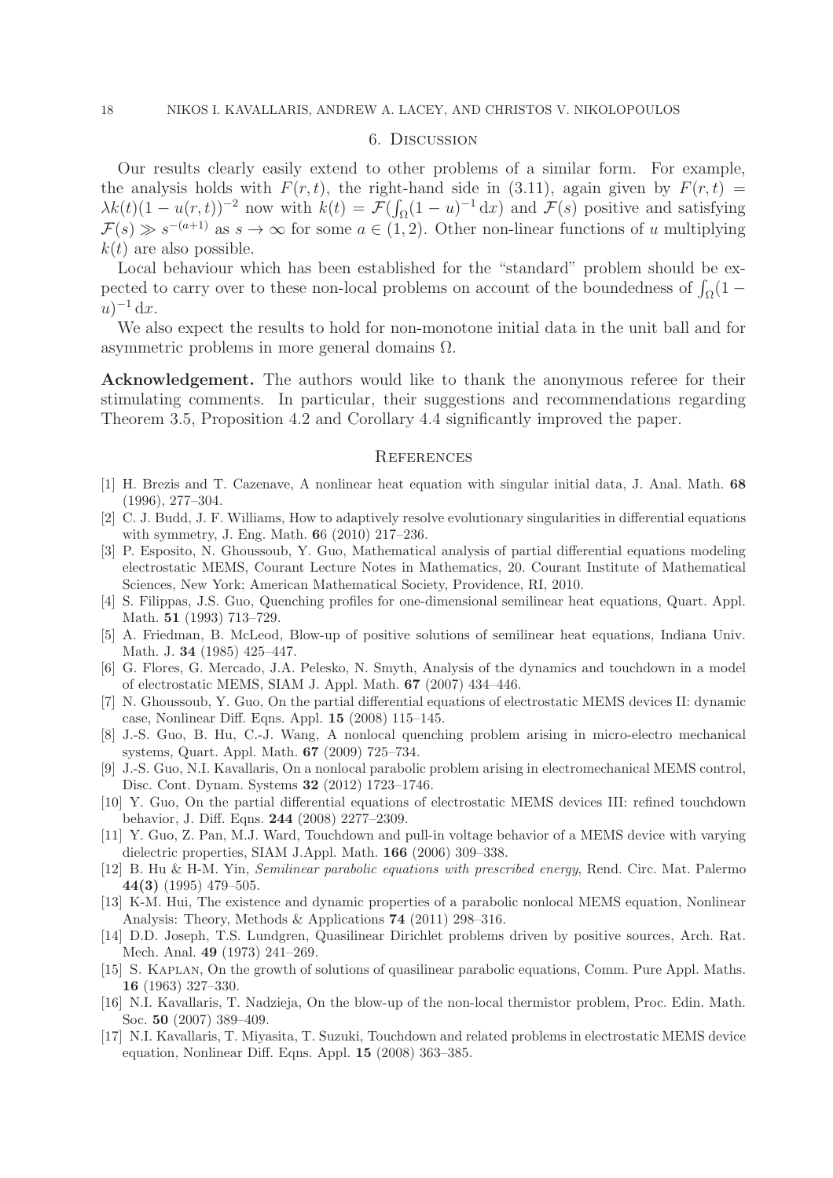## 6. Discussion

Our results clearly easily extend to other problems of a similar form. For example, the analysis holds with $F(r,t)$, the right-hand side in (3.11), again given by $F(r,t) = \lambda k(t)(1-u(r,t))^{-2}$ now with $k(t) = \mathcal{F}(\int_\Omega (1-u)^{-1}\,\mathrm{d}x)$ and $\mathcal{F}(s)$ positive and satisfying $\mathcal{F}(s) \gg s^{-(a+1)}$ as $s \to \infty$ for some $a \in (1,2)$. Other non-linear functions of $u$ multiplying $k(t)$ are also possible.

Local behaviour which has been established for the "standard" problem should be expected to carry over to these non-local problems on account of the boundedness of $\int_\Omega (1-u)^{-1}\,\mathrm{d}x$.

We also expect the results to hold for non-monotone initial data in the unit ball and for asymmetric problems in more general domains $\Omega$.

**Acknowledgement.** The authors would like to thank the anonymous referee for their stimulating comments. In particular, their suggestions and recommendations regarding Theorem 3.5, Proposition 4.2 and Corollary 4.4 significantly improved the paper.

## References

[1] H. Brezis and T. Cazenave, A nonlinear heat equation with singular initial data, J. Anal. Math. **68** (1996), 277–304.

[2] C. J. Budd, J. F. Williams, How to adaptively resolve evolutionary singularities in differential equations with symmetry, J. Eng. Math. **6**6 (2010) 217–236.

[3] P. Esposito, N. Ghoussoub, Y. Guo, Mathematical analysis of partial differential equations modeling electrostatic MEMS, Courant Lecture Notes in Mathematics, 20. Courant Institute of Mathematical Sciences, New York; American Mathematical Society, Providence, RI, 2010.

[4] S. Filippas, J.S. Guo, Quenching profiles for one-dimensional semilinear heat equations, Quart. Appl. Math. **51** (1993) 713–729.

[5] A. Friedman, B. McLeod, Blow-up of positive solutions of semilinear heat equations, Indiana Univ. Math. J. **34** (1985) 425–447.

[6] G. Flores, G. Mercado, J.A. Pelesko, N. Smyth, Analysis of the dynamics and touchdown in a model of electrostatic MEMS, SIAM J. Appl. Math. **67** (2007) 434–446.

[7] N. Ghoussoub, Y. Guo, On the partial differential equations of electrostatic MEMS devices II: dynamic case, Nonlinear Diff. Eqns. Appl. **15** (2008) 115–145.

[8] J.-S. Guo, B. Hu, C.-J. Wang, A nonlocal quenching problem arising in micro-electro mechanical systems, Quart. Appl. Math. **67** (2009) 725–734.

[9] J.-S. Guo, N.I. Kavallaris, On a nonlocal parabolic problem arising in electromechanical MEMS control, Disc. Cont. Dynam. Systems **32** (2012) 1723–1746.

[10] Y. Guo, On the partial differential equations of electrostatic MEMS devices III: refined touchdown behavior, J. Diff. Eqns. **244** (2008) 2277–2309.

[11] Y. Guo, Z. Pan, M.J. Ward, Touchdown and pull-in voltage behavior of a MEMS device with varying dielectric properties, SIAM J.Appl. Math. **166** (2006) 309–338.

[12] B. Hu & H-M. Yin, *Semilinear parabolic equations with prescribed energy*, Rend. Circ. Mat. Palermo **44(3)** (1995) 479–505.

[13] K-M. Hui, The existence and dynamic properties of a parabolic nonlocal MEMS equation, Nonlinear Analysis: Theory, Methods & Applications **74** (2011) 298–316.

[14] D.D. Joseph, T.S. Lundgren, Quasilinear Dirichlet problems driven by positive sources, Arch. Rat. Mech. Anal. **49** (1973) 241–269.

[15] S. Kaplan, On the growth of solutions of quasilinear parabolic equations, Comm. Pure Appl. Maths. **16** (1963) 327–330.

[16] N.I. Kavallaris, T. Nadzieja, On the blow-up of the non-local thermistor problem, Proc. Edin. Math. Soc. **50** (2007) 389–409.

[17] N.I. Kavallaris, T. Miyasita, T. Suzuki, Touchdown and related problems in electrostatic MEMS device equation, Nonlinear Diff. Eqns. Appl. **15** (2008) 363–385.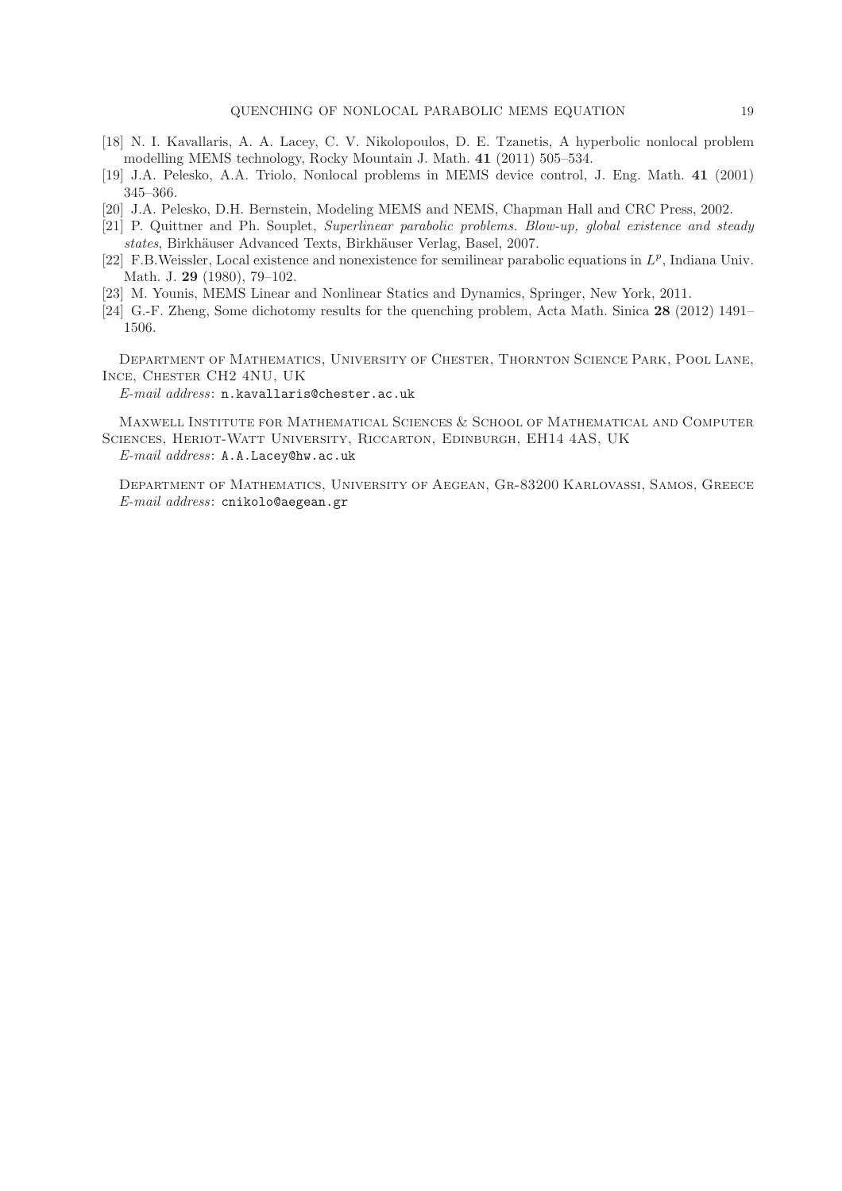[18] N. I. Kavallaris, A. A. Lacey, C. V. Nikolopoulos, D. E. Tzanetis, A hyperbolic nonlocal problem modelling MEMS technology, Rocky Mountain J. Math. **41** (2011) 505–534.

[19] J.A. Pelesko, A.A. Triolo, Nonlocal problems in MEMS device control, J. Eng. Math. **41** (2001) 345–366.

[20] J.A. Pelesko, D.H. Bernstein, Modeling MEMS and NEMS, Chapman Hall and CRC Press, 2002.

[21] P. Quittner and Ph. Souplet, *Superlinear parabolic problems. Blow-up, global existence and steady states*, Birkhäuser Advanced Texts, Birkhäuser Verlag, Basel, 2007.

[22] F.B.Weissler, Local existence and nonexistence for semilinear parabolic equations in $L^p$, Indiana Univ. Math. J. **29** (1980), 79–102.

[23] M. Younis, MEMS Linear and Nonlinear Statics and Dynamics, Springer, New York, 2011.

[24] G.-F. Zheng, Some dichotomy results for the quenching problem, Acta Math. Sinica **28** (2012) 1491–1506.

Department of Mathematics, University of Chester, Thornton Science Park, Pool Lane, Ince, Chester CH2 4NU, UK

*E-mail address*: n.kavallaris@chester.ac.uk

Maxwell Institute for Mathematical Sciences & School of Mathematical and Computer Sciences, Heriot-Watt University, Riccarton, Edinburgh, EH14 4AS, UK

*E-mail address*: A.A.Lacey@hw.ac.uk

Department of Mathematics, University of Aegean, Gr-83200 Karlovassi, Samos, Greece

*E-mail address*: cnikolo@aegean.gr